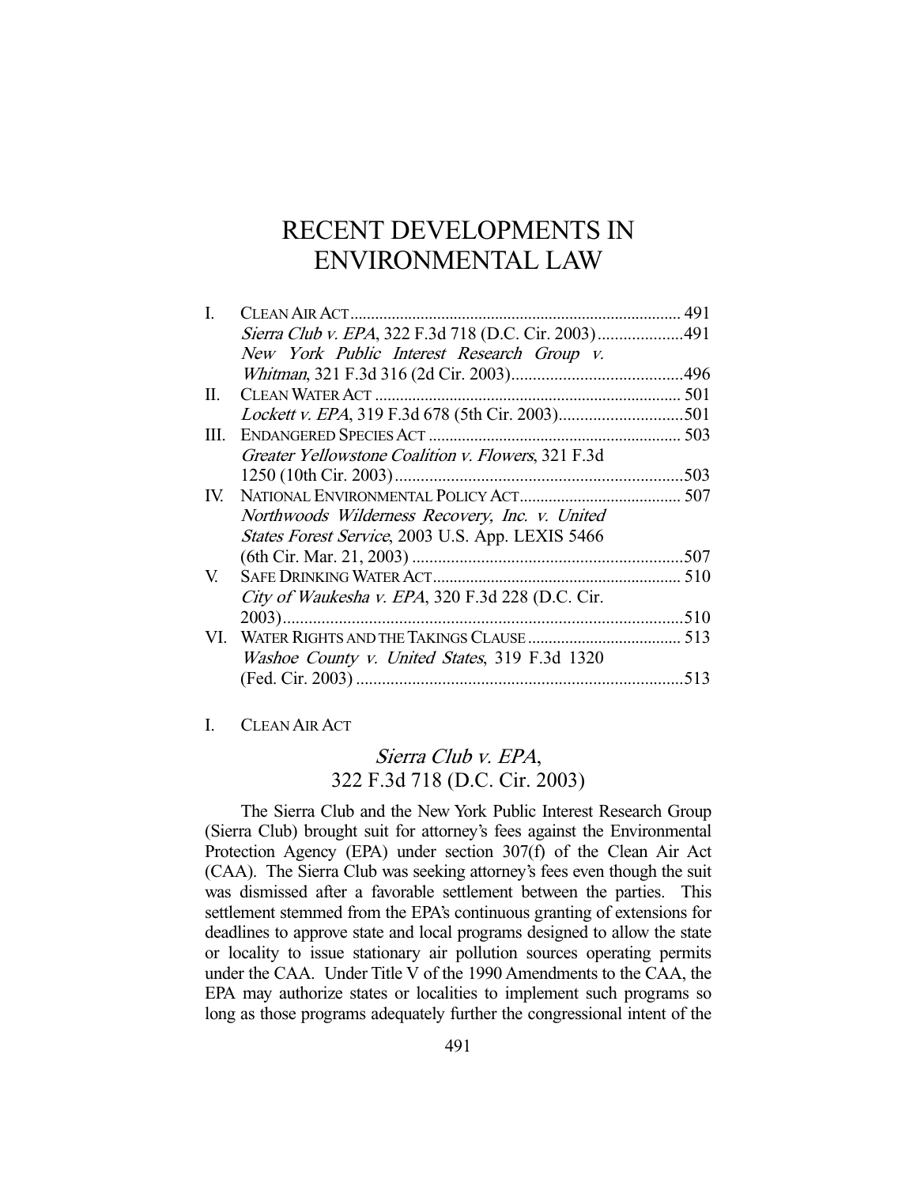# RECENT DEVELOPMENTS IN ENVIRONMENTAL LAW

| | | |
|---|---|---|
| I. | CLEAN AIR ACT | 491 |
| | *Sierra Club v. EPA*, 322 F.3d 718 (D.C. Cir. 2003) | 491 |
| | *New York Public Interest Research Group v. Whitman*, 321 F.3d 316 (2d Cir. 2003) | 496 |
| II. | CLEAN WATER ACT | 501 |
| | *Lockett v. EPA*, 319 F.3d 678 (5th Cir. 2003) | 501 |
| III. | ENDANGERED SPECIES ACT | 503 |
| | *Greater Yellowstone Coalition v. Flowers*, 321 F.3d 1250 (10th Cir. 2003) | 503 |
| IV. | NATIONAL ENVIRONMENTAL POLICY ACT | 507 |
| | *Northwoods Wilderness Recovery, Inc. v. United States Forest Service*, 2003 U.S. App. LEXIS 5466 (6th Cir. Mar. 21, 2003) | 507 |
| V. | SAFE DRINKING WATER ACT | 510 |
| | *City of Waukesha v. EPA*, 320 F.3d 228 (D.C. Cir. 2003) | 510 |
| VI. | WATER RIGHTS AND THE TAKINGS CLAUSE | 513 |
| | *Washoe County v. United States*, 319 F.3d 1320 (Fed. Cir. 2003) | 513 |

## I. CLEAN AIR ACT

### *Sierra Club v. EPA*, 322 F.3d 718 (D.C. Cir. 2003)

The Sierra Club and the New York Public Interest Research Group (Sierra Club) brought suit for attorney's fees against the Environmental Protection Agency (EPA) under section 307(f) of the Clean Air Act (CAA). The Sierra Club was seeking attorney's fees even though the suit was dismissed after a favorable settlement between the parties. This settlement stemmed from the EPA's continuous granting of extensions for deadlines to approve state and local programs designed to allow the state or locality to issue stationary air pollution sources operating permits under the CAA. Under Title V of the 1990 Amendments to the CAA, the EPA may authorize states or localities to implement such programs so long as those programs adequately further the congressional intent of the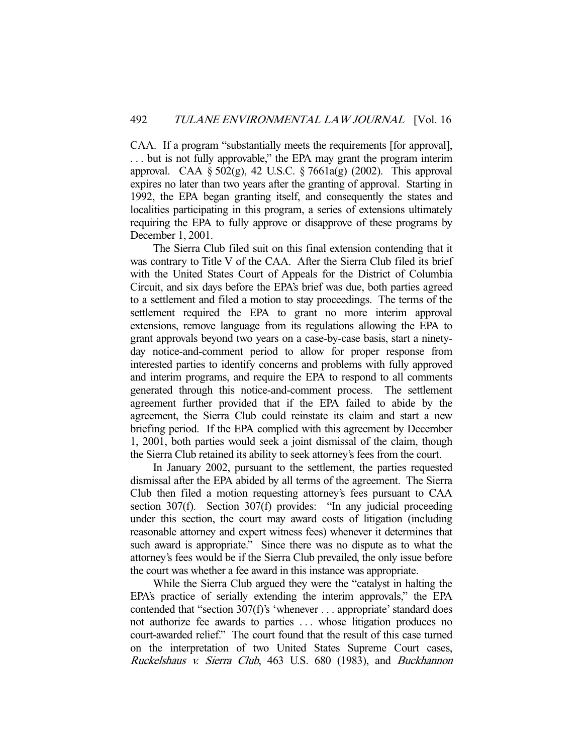CAA. If a program "substantially meets the requirements [for approval], . . . but is not fully approvable," the EPA may grant the program interim approval. CAA § 502(g), 42 U.S.C. § 7661a(g) (2002). This approval expires no later than two years after the granting of approval. Starting in 1992, the EPA began granting itself, and consequently the states and localities participating in this program, a series of extensions ultimately requiring the EPA to fully approve or disapprove of these programs by December 1, 2001.

The Sierra Club filed suit on this final extension contending that it was contrary to Title V of the CAA. After the Sierra Club filed its brief with the United States Court of Appeals for the District of Columbia Circuit, and six days before the EPA's brief was due, both parties agreed to a settlement and filed a motion to stay proceedings. The terms of the settlement required the EPA to grant no more interim approval extensions, remove language from its regulations allowing the EPA to grant approvals beyond two years on a case-by-case basis, start a ninety-day notice-and-comment period to allow for proper response from interested parties to identify concerns and problems with fully approved and interim programs, and require the EPA to respond to all comments generated through this notice-and-comment process. The settlement agreement further provided that if the EPA failed to abide by the agreement, the Sierra Club could reinstate its claim and start a new briefing period. If the EPA complied with this agreement by December 1, 2001, both parties would seek a joint dismissal of the claim, though the Sierra Club retained its ability to seek attorney's fees from the court.

In January 2002, pursuant to the settlement, the parties requested dismissal after the EPA abided by all terms of the agreement. The Sierra Club then filed a motion requesting attorney's fees pursuant to CAA section 307(f). Section 307(f) provides: "In any judicial proceeding under this section, the court may award costs of litigation (including reasonable attorney and expert witness fees) whenever it determines that such award is appropriate." Since there was no dispute as to what the attorney's fees would be if the Sierra Club prevailed, the only issue before the court was whether a fee award in this instance was appropriate.

While the Sierra Club argued they were the "catalyst in halting the EPA's practice of serially extending the interim approvals," the EPA contended that "section 307(f)'s 'whenever . . . appropriate' standard does not authorize fee awards to parties . . . whose litigation produces no court-awarded relief." The court found that the result of this case turned on the interpretation of two United States Supreme Court cases, *Ruckelshaus v. Sierra Club*, 463 U.S. 680 (1983), and *Buckhannon*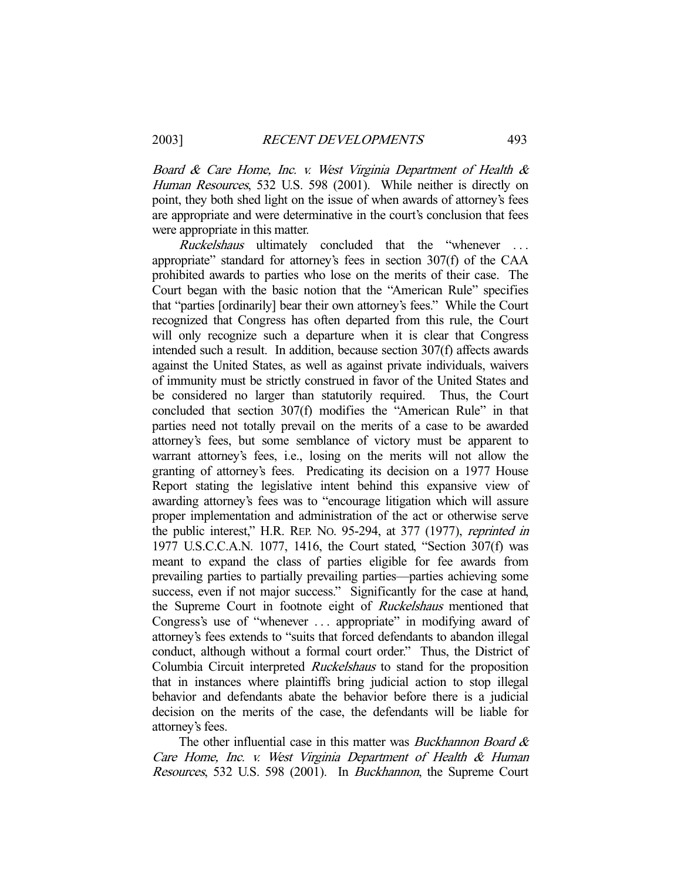*Board & Care Home, Inc. v. West Virginia Department of Health & Human Resources*, 532 U.S. 598 (2001). While neither is directly on point, they both shed light on the issue of when awards of attorney's fees are appropriate and were determinative in the court's conclusion that fees were appropriate in this matter.

*Ruckelshaus* ultimately concluded that the "whenever . . . appropriate" standard for attorney's fees in section 307(f) of the CAA prohibited awards to parties who lose on the merits of their case. The Court began with the basic notion that the "American Rule" specifies that "parties [ordinarily] bear their own attorney's fees." While the Court recognized that Congress has often departed from this rule, the Court will only recognize such a departure when it is clear that Congress intended such a result. In addition, because section 307(f) affects awards against the United States, as well as against private individuals, waivers of immunity must be strictly construed in favor of the United States and be considered no larger than statutorily required. Thus, the Court concluded that section 307(f) modifies the "American Rule" in that parties need not totally prevail on the merits of a case to be awarded attorney's fees, but some semblance of victory must be apparent to warrant attorney's fees, i.e., losing on the merits will not allow the granting of attorney's fees. Predicating its decision on a 1977 House Report stating the legislative intent behind this expansive view of awarding attorney's fees was to "encourage litigation which will assure proper implementation and administration of the act or otherwise serve the public interest," H.R. REP. NO. 95-294, at 377 (1977), *reprinted in* 1977 U.S.C.C.A.N. 1077, 1416, the Court stated, "Section 307(f) was meant to expand the class of parties eligible for fee awards from prevailing parties to partially prevailing parties—parties achieving some success, even if not major success." Significantly for the case at hand, the Supreme Court in footnote eight of *Ruckelshaus* mentioned that Congress's use of "whenever . . . appropriate" in modifying award of attorney's fees extends to "suits that forced defendants to abandon illegal conduct, although without a formal court order." Thus, the District of Columbia Circuit interpreted *Ruckelshaus* to stand for the proposition that in instances where plaintiffs bring judicial action to stop illegal behavior and defendants abate the behavior before there is a judicial decision on the merits of the case, the defendants will be liable for attorney's fees.

The other influential case in this matter was *Buckhannon Board & Care Home, Inc. v. West Virginia Department of Health & Human Resources*, 532 U.S. 598 (2001). In *Buckhannon*, the Supreme Court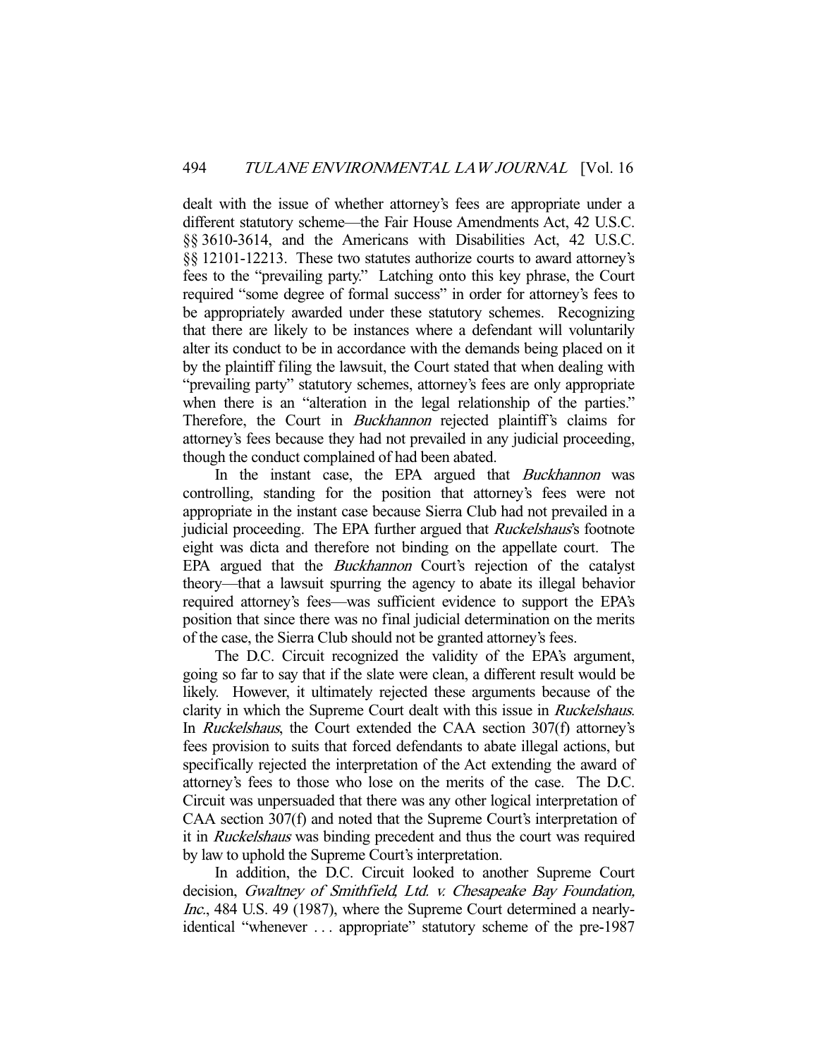dealt with the issue of whether attorney's fees are appropriate under a different statutory scheme—the Fair House Amendments Act, 42 U.S.C. §§ 3610-3614, and the Americans with Disabilities Act, 42 U.S.C. §§ 12101-12213. These two statutes authorize courts to award attorney's fees to the "prevailing party." Latching onto this key phrase, the Court required "some degree of formal success" in order for attorney's fees to be appropriately awarded under these statutory schemes. Recognizing that there are likely to be instances where a defendant will voluntarily alter its conduct to be in accordance with the demands being placed on it by the plaintiff filing the lawsuit, the Court stated that when dealing with "prevailing party" statutory schemes, attorney's fees are only appropriate when there is an "alteration in the legal relationship of the parties." Therefore, the Court in *Buckhannon* rejected plaintiff's claims for attorney's fees because they had not prevailed in any judicial proceeding, though the conduct complained of had been abated.

In the instant case, the EPA argued that *Buckhannon* was controlling, standing for the position that attorney's fees were not appropriate in the instant case because Sierra Club had not prevailed in a judicial proceeding. The EPA further argued that *Ruckelshaus*'s footnote eight was dicta and therefore not binding on the appellate court. The EPA argued that the *Buckhannon* Court's rejection of the catalyst theory—that a lawsuit spurring the agency to abate its illegal behavior required attorney's fees—was sufficient evidence to support the EPA's position that since there was no final judicial determination on the merits of the case, the Sierra Club should not be granted attorney's fees.

The D.C. Circuit recognized the validity of the EPA's argument, going so far to say that if the slate were clean, a different result would be likely. However, it ultimately rejected these arguments because of the clarity in which the Supreme Court dealt with this issue in *Ruckelshaus*. In *Ruckelshaus*, the Court extended the CAA section 307(f) attorney's fees provision to suits that forced defendants to abate illegal actions, but specifically rejected the interpretation of the Act extending the award of attorney's fees to those who lose on the merits of the case. The D.C. Circuit was unpersuaded that there was any other logical interpretation of CAA section 307(f) and noted that the Supreme Court's interpretation of it in *Ruckelshaus* was binding precedent and thus the court was required by law to uphold the Supreme Court's interpretation.

In addition, the D.C. Circuit looked to another Supreme Court decision, *Gwaltney of Smithfield, Ltd. v. Chesapeake Bay Foundation, Inc.*, 484 U.S. 49 (1987), where the Supreme Court determined a nearly-identical "whenever . . . appropriate" statutory scheme of the pre-1987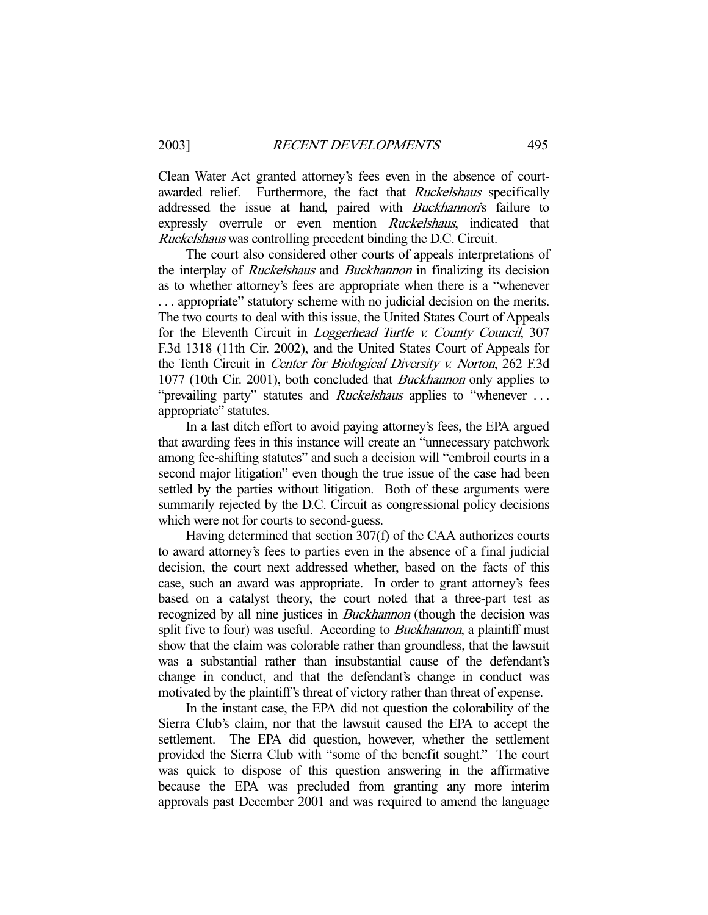Clean Water Act granted attorney's fees even in the absence of court-awarded relief. Furthermore, the fact that *Ruckelshaus* specifically addressed the issue at hand, paired with *Buckhannon*'s failure to expressly overrule or even mention *Ruckelshaus*, indicated that *Ruckelshaus* was controlling precedent binding the D.C. Circuit.

The court also considered other courts of appeals interpretations of the interplay of *Ruckelshaus* and *Buckhannon* in finalizing its decision as to whether attorney's fees are appropriate when there is a "whenever . . . appropriate" statutory scheme with no judicial decision on the merits. The two courts to deal with this issue, the United States Court of Appeals for the Eleventh Circuit in *Loggerhead Turtle v. County Council*, 307 F.3d 1318 (11th Cir. 2002), and the United States Court of Appeals for the Tenth Circuit in *Center for Biological Diversity v. Norton*, 262 F.3d 1077 (10th Cir. 2001), both concluded that *Buckhannon* only applies to "prevailing party" statutes and *Ruckelshaus* applies to "whenever . . . appropriate" statutes.

In a last ditch effort to avoid paying attorney's fees, the EPA argued that awarding fees in this instance will create an "unnecessary patchwork among fee-shifting statutes" and such a decision will "embroil courts in a second major litigation" even though the true issue of the case had been settled by the parties without litigation. Both of these arguments were summarily rejected by the D.C. Circuit as congressional policy decisions which were not for courts to second-guess.

Having determined that section 307(f) of the CAA authorizes courts to award attorney's fees to parties even in the absence of a final judicial decision, the court next addressed whether, based on the facts of this case, such an award was appropriate. In order to grant attorney's fees based on a catalyst theory, the court noted that a three-part test as recognized by all nine justices in *Buckhannon* (though the decision was split five to four) was useful. According to *Buckhannon*, a plaintiff must show that the claim was colorable rather than groundless, that the lawsuit was a substantial rather than insubstantial cause of the defendant's change in conduct, and that the defendant's change in conduct was motivated by the plaintiff's threat of victory rather than threat of expense.

In the instant case, the EPA did not question the colorability of the Sierra Club's claim, nor that the lawsuit caused the EPA to accept the settlement. The EPA did question, however, whether the settlement provided the Sierra Club with "some of the benefit sought." The court was quick to dispose of this question answering in the affirmative because the EPA was precluded from granting any more interim approvals past December 2001 and was required to amend the language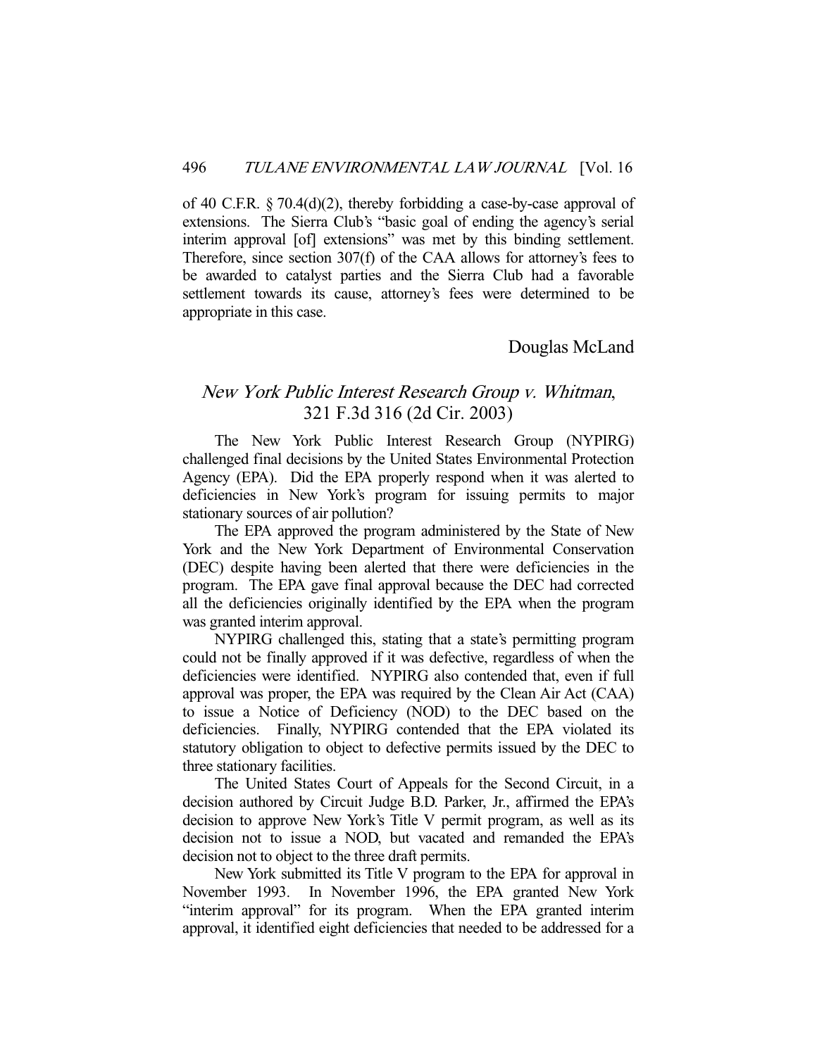of 40 C.F.R. § 70.4(d)(2), thereby forbidding a case-by-case approval of extensions. The Sierra Club's "basic goal of ending the agency's serial interim approval [of] extensions" was met by this binding settlement. Therefore, since section 307(f) of the CAA allows for attorney's fees to be awarded to catalyst parties and the Sierra Club had a favorable settlement towards its cause, attorney's fees were determined to be appropriate in this case.

Douglas McLand

## *New York Public Interest Research Group v. Whitman*, 321 F.3d 316 (2d Cir. 2003)

The New York Public Interest Research Group (NYPIRG) challenged final decisions by the United States Environmental Protection Agency (EPA). Did the EPA properly respond when it was alerted to deficiencies in New York's program for issuing permits to major stationary sources of air pollution?

The EPA approved the program administered by the State of New York and the New York Department of Environmental Conservation (DEC) despite having been alerted that there were deficiencies in the program. The EPA gave final approval because the DEC had corrected all the deficiencies originally identified by the EPA when the program was granted interim approval.

NYPIRG challenged this, stating that a state's permitting program could not be finally approved if it was defective, regardless of when the deficiencies were identified. NYPIRG also contended that, even if full approval was proper, the EPA was required by the Clean Air Act (CAA) to issue a Notice of Deficiency (NOD) to the DEC based on the deficiencies. Finally, NYPIRG contended that the EPA violated its statutory obligation to object to defective permits issued by the DEC to three stationary facilities.

The United States Court of Appeals for the Second Circuit, in a decision authored by Circuit Judge B.D. Parker, Jr., affirmed the EPA's decision to approve New York's Title V permit program, as well as its decision not to issue a NOD, but vacated and remanded the EPA's decision not to object to the three draft permits.

New York submitted its Title V program to the EPA for approval in November 1993. In November 1996, the EPA granted New York "interim approval" for its program. When the EPA granted interim approval, it identified eight deficiencies that needed to be addressed for a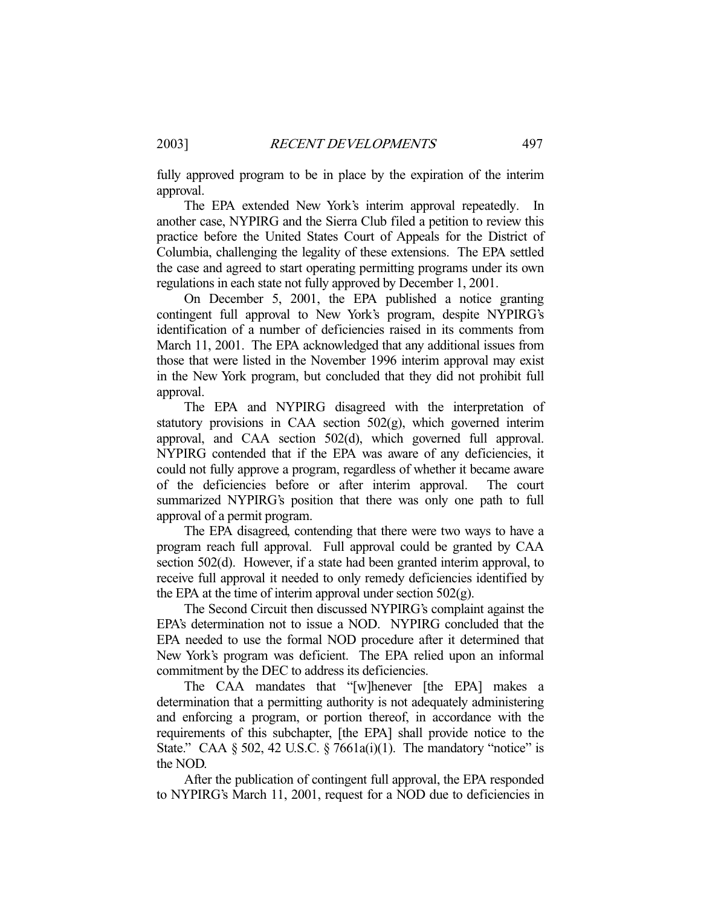fully approved program to be in place by the expiration of the interim approval.

The EPA extended New York's interim approval repeatedly. In another case, NYPIRG and the Sierra Club filed a petition to review this practice before the United States Court of Appeals for the District of Columbia, challenging the legality of these extensions. The EPA settled the case and agreed to start operating permitting programs under its own regulations in each state not fully approved by December 1, 2001.

On December 5, 2001, the EPA published a notice granting contingent full approval to New York's program, despite NYPIRG's identification of a number of deficiencies raised in its comments from March 11, 2001. The EPA acknowledged that any additional issues from those that were listed in the November 1996 interim approval may exist in the New York program, but concluded that they did not prohibit full approval.

The EPA and NYPIRG disagreed with the interpretation of statutory provisions in CAA section 502(g), which governed interim approval, and CAA section 502(d), which governed full approval. NYPIRG contended that if the EPA was aware of any deficiencies, it could not fully approve a program, regardless of whether it became aware of the deficiencies before or after interim approval. The court summarized NYPIRG's position that there was only one path to full approval of a permit program.

The EPA disagreed, contending that there were two ways to have a program reach full approval. Full approval could be granted by CAA section 502(d). However, if a state had been granted interim approval, to receive full approval it needed to only remedy deficiencies identified by the EPA at the time of interim approval under section 502(g).

The Second Circuit then discussed NYPIRG's complaint against the EPA's determination not to issue a NOD. NYPIRG concluded that the EPA needed to use the formal NOD procedure after it determined that New York's program was deficient. The EPA relied upon an informal commitment by the DEC to address its deficiencies.

The CAA mandates that "[w]henever [the EPA] makes a determination that a permitting authority is not adequately administering and enforcing a program, or portion thereof, in accordance with the requirements of this subchapter, [the EPA] shall provide notice to the State." CAA § 502, 42 U.S.C. § 7661a(i)(1). The mandatory "notice" is the NOD.

After the publication of contingent full approval, the EPA responded to NYPIRG's March 11, 2001, request for a NOD due to deficiencies in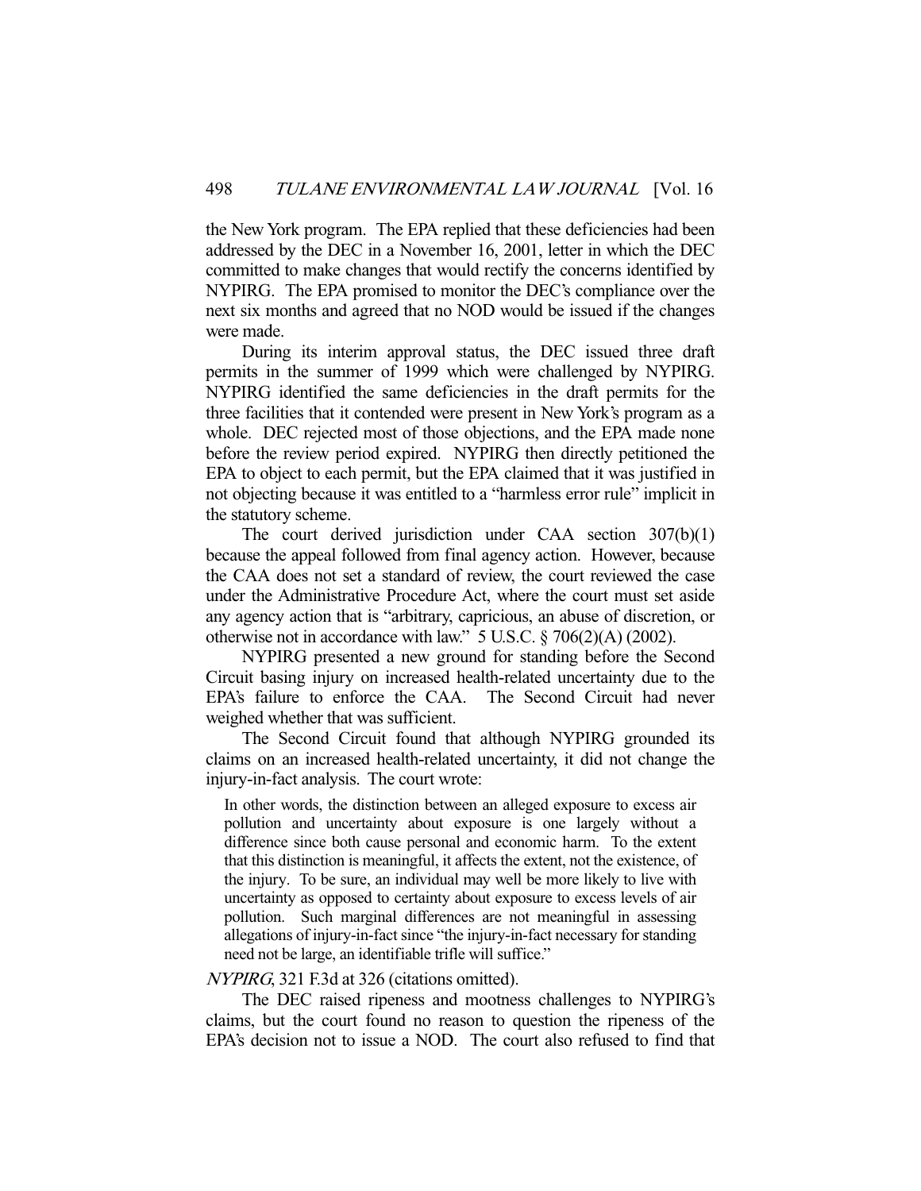the New York program. The EPA replied that these deficiencies had been addressed by the DEC in a November 16, 2001, letter in which the DEC committed to make changes that would rectify the concerns identified by NYPIRG. The EPA promised to monitor the DEC's compliance over the next six months and agreed that no NOD would be issued if the changes were made.

During its interim approval status, the DEC issued three draft permits in the summer of 1999 which were challenged by NYPIRG. NYPIRG identified the same deficiencies in the draft permits for the three facilities that it contended were present in New York's program as a whole. DEC rejected most of those objections, and the EPA made none before the review period expired. NYPIRG then directly petitioned the EPA to object to each permit, but the EPA claimed that it was justified in not objecting because it was entitled to a "harmless error rule" implicit in the statutory scheme.

The court derived jurisdiction under CAA section 307(b)(1) because the appeal followed from final agency action. However, because the CAA does not set a standard of review, the court reviewed the case under the Administrative Procedure Act, where the court must set aside any agency action that is "arbitrary, capricious, an abuse of discretion, or otherwise not in accordance with law." 5 U.S.C. § 706(2)(A) (2002).

NYPIRG presented a new ground for standing before the Second Circuit basing injury on increased health-related uncertainty due to the EPA's failure to enforce the CAA. The Second Circuit had never weighed whether that was sufficient.

The Second Circuit found that although NYPIRG grounded its claims on an increased health-related uncertainty, it did not change the injury-in-fact analysis. The court wrote:

> In other words, the distinction between an alleged exposure to excess air pollution and uncertainty about exposure is one largely without a difference since both cause personal and economic harm. To the extent that this distinction is meaningful, it affects the extent, not the existence, of the injury. To be sure, an individual may well be more likely to live with uncertainty as opposed to certainty about exposure to excess levels of air pollution. Such marginal differences are not meaningful in assessing allegations of injury-in-fact since "the injury-in-fact necessary for standing need not be large, an identifiable trifle will suffice."

*NYPIRG*, 321 F.3d at 326 (citations omitted).

The DEC raised ripeness and mootness challenges to NYPIRG's claims, but the court found no reason to question the ripeness of the EPA's decision not to issue a NOD. The court also refused to find that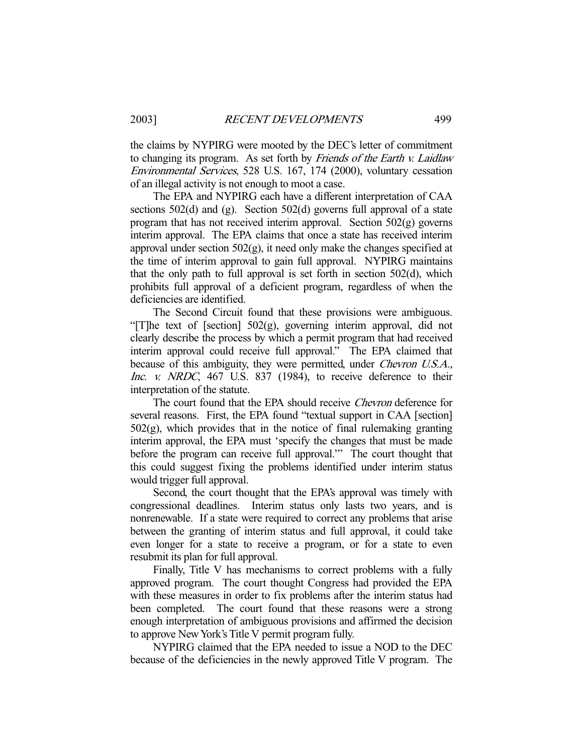the claims by NYPIRG were mooted by the DEC's letter of commitment to changing its program. As set forth by *Friends of the Earth v. Laidlaw Environmental Services*, 528 U.S. 167, 174 (2000), voluntary cessation of an illegal activity is not enough to moot a case.

The EPA and NYPIRG each have a different interpretation of CAA sections 502(d) and (g). Section 502(d) governs full approval of a state program that has not received interim approval. Section 502(g) governs interim approval. The EPA claims that once a state has received interim approval under section 502(g), it need only make the changes specified at the time of interim approval to gain full approval. NYPIRG maintains that the only path to full approval is set forth in section 502(d), which prohibits full approval of a deficient program, regardless of when the deficiencies are identified.

The Second Circuit found that these provisions were ambiguous. "[T]he text of [section] 502(g), governing interim approval, did not clearly describe the process by which a permit program that had received interim approval could receive full approval." The EPA claimed that because of this ambiguity, they were permitted, under *Chevron U.S.A., Inc. v. NRDC*, 467 U.S. 837 (1984), to receive deference to their interpretation of the statute.

The court found that the EPA should receive *Chevron* deference for several reasons. First, the EPA found "textual support in CAA [section] 502(g), which provides that in the notice of final rulemaking granting interim approval, the EPA must 'specify the changes that must be made before the program can receive full approval.'" The court thought that this could suggest fixing the problems identified under interim status would trigger full approval.

Second, the court thought that the EPA's approval was timely with congressional deadlines. Interim status only lasts two years, and is nonrenewable. If a state were required to correct any problems that arise between the granting of interim status and full approval, it could take even longer for a state to receive a program, or for a state to even resubmit its plan for full approval.

Finally, Title V has mechanisms to correct problems with a fully approved program. The court thought Congress had provided the EPA with these measures in order to fix problems after the interim status had been completed. The court found that these reasons were a strong enough interpretation of ambiguous provisions and affirmed the decision to approve New York's Title V permit program fully.

NYPIRG claimed that the EPA needed to issue a NOD to the DEC because of the deficiencies in the newly approved Title V program. The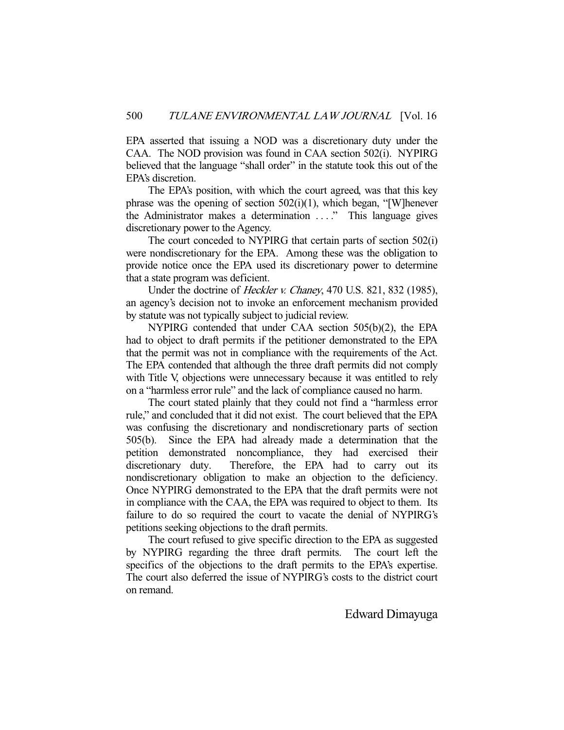EPA asserted that issuing a NOD was a discretionary duty under the CAA. The NOD provision was found in CAA section 502(i). NYPIRG believed that the language "shall order" in the statute took this out of the EPA's discretion.

The EPA's position, with which the court agreed, was that this key phrase was the opening of section 502(i)(1), which began, "[W]henever the Administrator makes a determination . . . ." This language gives discretionary power to the Agency.

The court conceded to NYPIRG that certain parts of section 502(i) were nondiscretionary for the EPA. Among these was the obligation to provide notice once the EPA used its discretionary power to determine that a state program was deficient.

Under the doctrine of *Heckler v. Chaney*, 470 U.S. 821, 832 (1985), an agency's decision not to invoke an enforcement mechanism provided by statute was not typically subject to judicial review.

NYPIRG contended that under CAA section 505(b)(2), the EPA had to object to draft permits if the petitioner demonstrated to the EPA that the permit was not in compliance with the requirements of the Act. The EPA contended that although the three draft permits did not comply with Title V, objections were unnecessary because it was entitled to rely on a "harmless error rule" and the lack of compliance caused no harm.

The court stated plainly that they could not find a "harmless error rule," and concluded that it did not exist. The court believed that the EPA was confusing the discretionary and nondiscretionary parts of section 505(b). Since the EPA had already made a determination that the petition demonstrated noncompliance, they had exercised their discretionary duty. Therefore, the EPA had to carry out its nondiscretionary obligation to make an objection to the deficiency. Once NYPIRG demonstrated to the EPA that the draft permits were not in compliance with the CAA, the EPA was required to object to them. Its failure to do so required the court to vacate the denial of NYPIRG's petitions seeking objections to the draft permits.

The court refused to give specific direction to the EPA as suggested by NYPIRG regarding the three draft permits. The court left the specifics of the objections to the draft permits to the EPA's expertise. The court also deferred the issue of NYPIRG's costs to the district court on remand.

Edward Dimayuga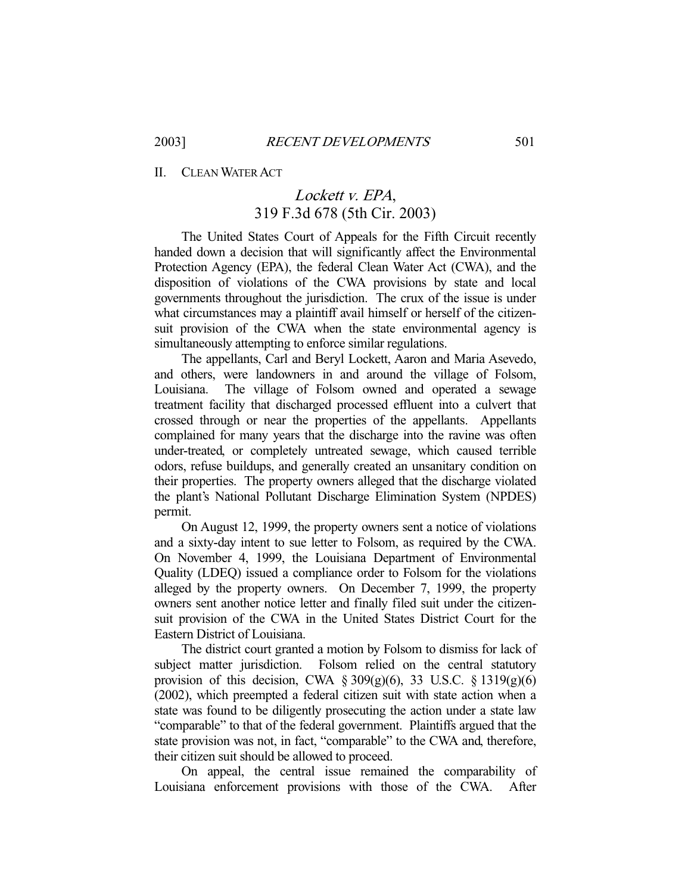## II. CLEAN WATER ACT

### *Lockett v. EPA*, 319 F.3d 678 (5th Cir. 2003)

The United States Court of Appeals for the Fifth Circuit recently handed down a decision that will significantly affect the Environmental Protection Agency (EPA), the federal Clean Water Act (CWA), and the disposition of violations of the CWA provisions by state and local governments throughout the jurisdiction. The crux of the issue is under what circumstances may a plaintiff avail himself or herself of the citizen-suit provision of the CWA when the state environmental agency is simultaneously attempting to enforce similar regulations.

The appellants, Carl and Beryl Lockett, Aaron and Maria Asevedo, and others, were landowners in and around the village of Folsom, Louisiana. The village of Folsom owned and operated a sewage treatment facility that discharged processed effluent into a culvert that crossed through or near the properties of the appellants. Appellants complained for many years that the discharge into the ravine was often under-treated, or completely untreated sewage, which caused terrible odors, refuse buildups, and generally created an unsanitary condition on their properties. The property owners alleged that the discharge violated the plant's National Pollutant Discharge Elimination System (NPDES) permit.

On August 12, 1999, the property owners sent a notice of violations and a sixty-day intent to sue letter to Folsom, as required by the CWA. On November 4, 1999, the Louisiana Department of Environmental Quality (LDEQ) issued a compliance order to Folsom for the violations alleged by the property owners. On December 7, 1999, the property owners sent another notice letter and finally filed suit under the citizen-suit provision of the CWA in the United States District Court for the Eastern District of Louisiana.

The district court granted a motion by Folsom to dismiss for lack of subject matter jurisdiction. Folsom relied on the central statutory provision of this decision, CWA § 309(g)(6), 33 U.S.C. § 1319(g)(6) (2002), which preempted a federal citizen suit with state action when a state was found to be diligently prosecuting the action under a state law "comparable" to that of the federal government. Plaintiffs argued that the state provision was not, in fact, "comparable" to the CWA and, therefore, their citizen suit should be allowed to proceed.

On appeal, the central issue remained the comparability of Louisiana enforcement provisions with those of the CWA. After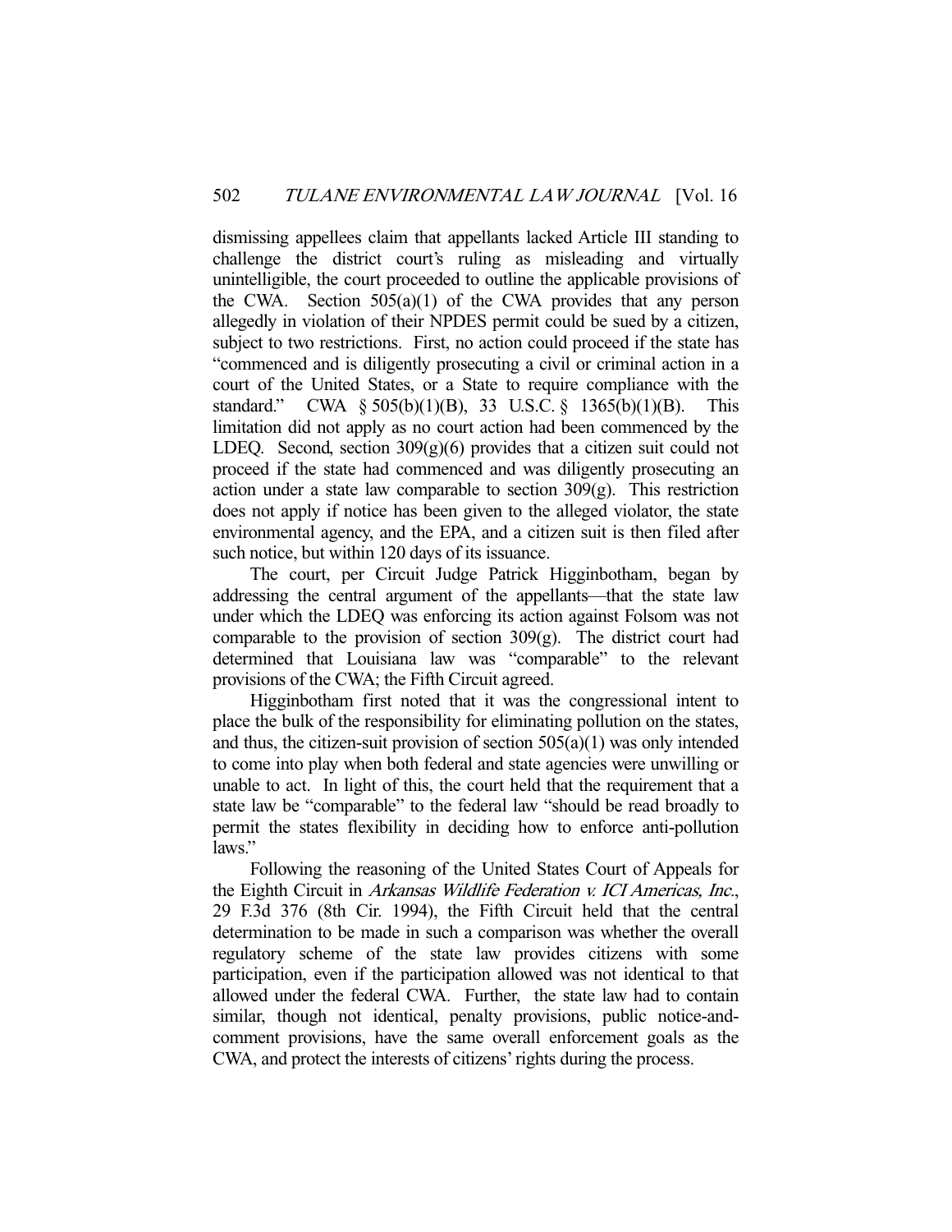dismissing appellees claim that appellants lacked Article III standing to challenge the district court's ruling as misleading and virtually unintelligible, the court proceeded to outline the applicable provisions of the CWA. Section 505(a)(1) of the CWA provides that any person allegedly in violation of their NPDES permit could be sued by a citizen, subject to two restrictions. First, no action could proceed if the state has "commenced and is diligently prosecuting a civil or criminal action in a court of the United States, or a State to require compliance with the standard." CWA § 505(b)(1)(B), 33 U.S.C. § 1365(b)(1)(B). This limitation did not apply as no court action had been commenced by the LDEQ. Second, section 309(g)(6) provides that a citizen suit could not proceed if the state had commenced and was diligently prosecuting an action under a state law comparable to section 309(g). This restriction does not apply if notice has been given to the alleged violator, the state environmental agency, and the EPA, and a citizen suit is then filed after such notice, but within 120 days of its issuance.

The court, per Circuit Judge Patrick Higginbotham, began by addressing the central argument of the appellants—that the state law under which the LDEQ was enforcing its action against Folsom was not comparable to the provision of section 309(g). The district court had determined that Louisiana law was "comparable" to the relevant provisions of the CWA; the Fifth Circuit agreed.

Higginbotham first noted that it was the congressional intent to place the bulk of the responsibility for eliminating pollution on the states, and thus, the citizen-suit provision of section 505(a)(1) was only intended to come into play when both federal and state agencies were unwilling or unable to act. In light of this, the court held that the requirement that a state law be "comparable" to the federal law "should be read broadly to permit the states flexibility in deciding how to enforce anti-pollution laws."

Following the reasoning of the United States Court of Appeals for the Eighth Circuit in *Arkansas Wildlife Federation v. ICI Americas, Inc.*, 29 F.3d 376 (8th Cir. 1994), the Fifth Circuit held that the central determination to be made in such a comparison was whether the overall regulatory scheme of the state law provides citizens with some participation, even if the participation allowed was not identical to that allowed under the federal CWA. Further, the state law had to contain similar, though not identical, penalty provisions, public notice-and-comment provisions, have the same overall enforcement goals as the CWA, and protect the interests of citizens' rights during the process.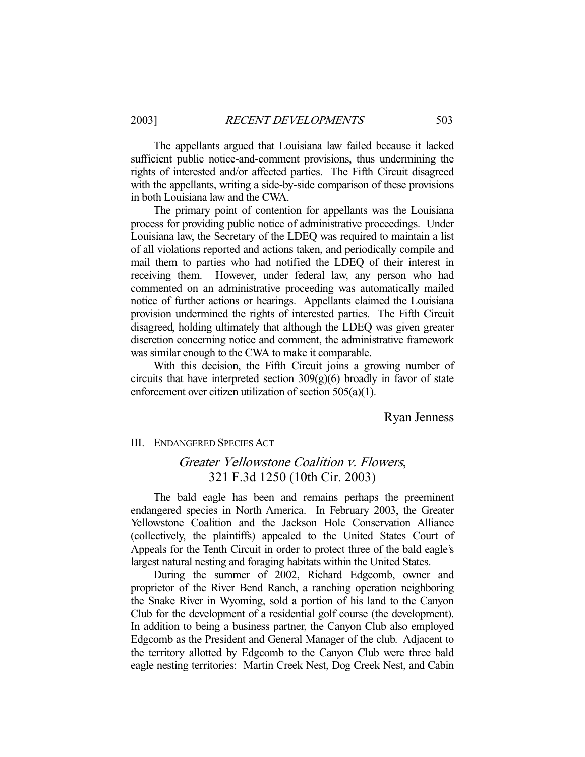The appellants argued that Louisiana law failed because it lacked sufficient public notice-and-comment provisions, thus undermining the rights of interested and/or affected parties. The Fifth Circuit disagreed with the appellants, writing a side-by-side comparison of these provisions in both Louisiana law and the CWA.

The primary point of contention for appellants was the Louisiana process for providing public notice of administrative proceedings. Under Louisiana law, the Secretary of the LDEQ was required to maintain a list of all violations reported and actions taken, and periodically compile and mail them to parties who had notified the LDEQ of their interest in receiving them. However, under federal law, any person who had commented on an administrative proceeding was automatically mailed notice of further actions or hearings. Appellants claimed the Louisiana provision undermined the rights of interested parties. The Fifth Circuit disagreed, holding ultimately that although the LDEQ was given greater discretion concerning notice and comment, the administrative framework was similar enough to the CWA to make it comparable.

With this decision, the Fifth Circuit joins a growing number of circuits that have interpreted section 309(g)(6) broadly in favor of state enforcement over citizen utilization of section 505(a)(1).

Ryan Jenness

## III. ENDANGERED SPECIES ACT

### *Greater Yellowstone Coalition v. Flowers*, 321 F.3d 1250 (10th Cir. 2003)

The bald eagle has been and remains perhaps the preeminent endangered species in North America. In February 2003, the Greater Yellowstone Coalition and the Jackson Hole Conservation Alliance (collectively, the plaintiffs) appealed to the United States Court of Appeals for the Tenth Circuit in order to protect three of the bald eagle's largest natural nesting and foraging habitats within the United States.

During the summer of 2002, Richard Edgcomb, owner and proprietor of the River Bend Ranch, a ranching operation neighboring the Snake River in Wyoming, sold a portion of his land to the Canyon Club for the development of a residential golf course (the development). In addition to being a business partner, the Canyon Club also employed Edgcomb as the President and General Manager of the club. Adjacent to the territory allotted by Edgcomb to the Canyon Club were three bald eagle nesting territories: Martin Creek Nest, Dog Creek Nest, and Cabin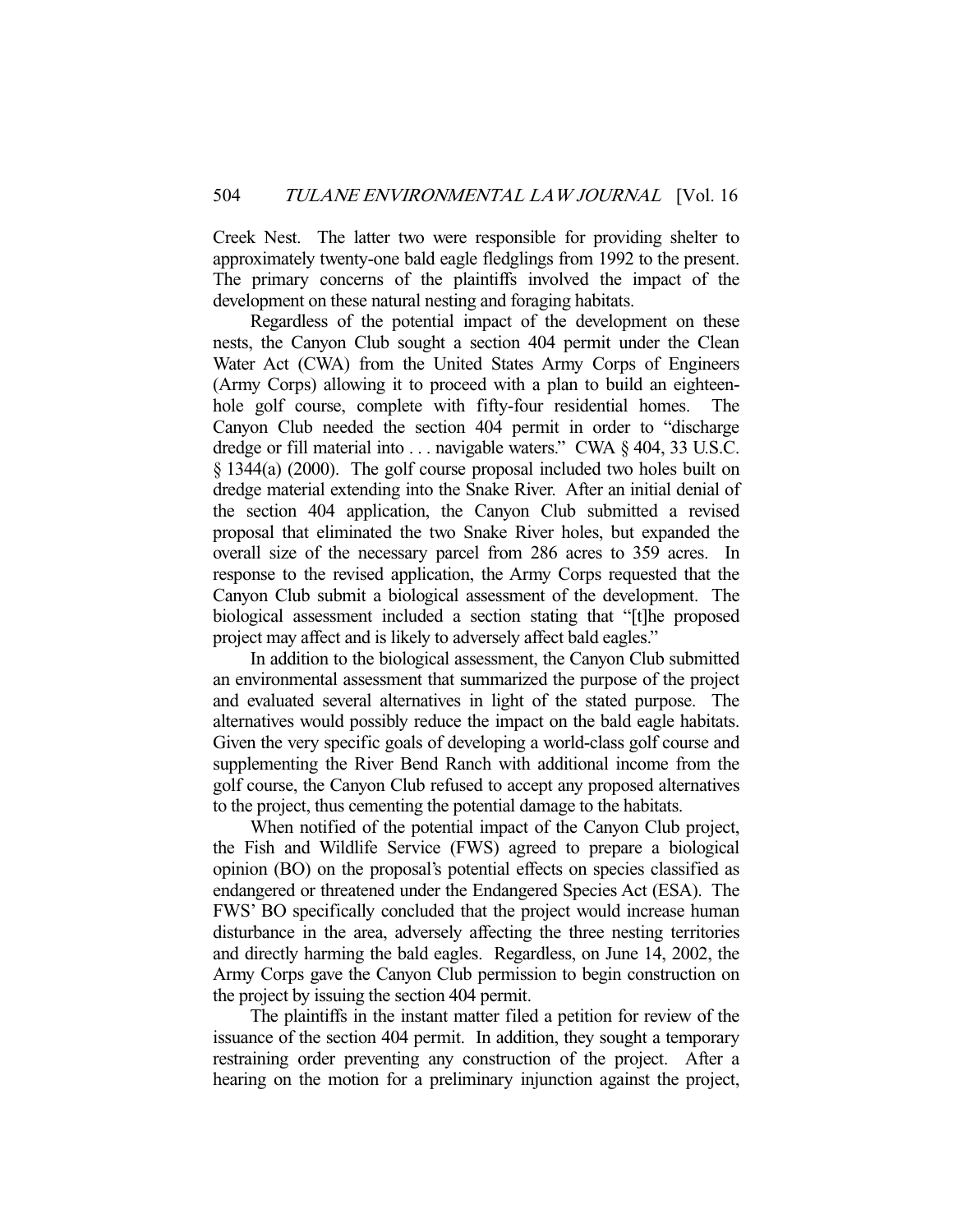Creek Nest. The latter two were responsible for providing shelter to approximately twenty-one bald eagle fledglings from 1992 to the present. The primary concerns of the plaintiffs involved the impact of the development on these natural nesting and foraging habitats.

Regardless of the potential impact of the development on these nests, the Canyon Club sought a section 404 permit under the Clean Water Act (CWA) from the United States Army Corps of Engineers (Army Corps) allowing it to proceed with a plan to build an eighteen-hole golf course, complete with fifty-four residential homes. The Canyon Club needed the section 404 permit in order to "discharge dredge or fill material into . . . navigable waters." CWA § 404, 33 U.S.C. § 1344(a) (2000). The golf course proposal included two holes built on dredge material extending into the Snake River. After an initial denial of the section 404 application, the Canyon Club submitted a revised proposal that eliminated the two Snake River holes, but expanded the overall size of the necessary parcel from 286 acres to 359 acres. In response to the revised application, the Army Corps requested that the Canyon Club submit a biological assessment of the development. The biological assessment included a section stating that "[t]he proposed project may affect and is likely to adversely affect bald eagles."

In addition to the biological assessment, the Canyon Club submitted an environmental assessment that summarized the purpose of the project and evaluated several alternatives in light of the stated purpose. The alternatives would possibly reduce the impact on the bald eagle habitats. Given the very specific goals of developing a world-class golf course and supplementing the River Bend Ranch with additional income from the golf course, the Canyon Club refused to accept any proposed alternatives to the project, thus cementing the potential damage to the habitats.

When notified of the potential impact of the Canyon Club project, the Fish and Wildlife Service (FWS) agreed to prepare a biological opinion (BO) on the proposal's potential effects on species classified as endangered or threatened under the Endangered Species Act (ESA). The FWS' BO specifically concluded that the project would increase human disturbance in the area, adversely affecting the three nesting territories and directly harming the bald eagles. Regardless, on June 14, 2002, the Army Corps gave the Canyon Club permission to begin construction on the project by issuing the section 404 permit.

The plaintiffs in the instant matter filed a petition for review of the issuance of the section 404 permit. In addition, they sought a temporary restraining order preventing any construction of the project. After a hearing on the motion for a preliminary injunction against the project,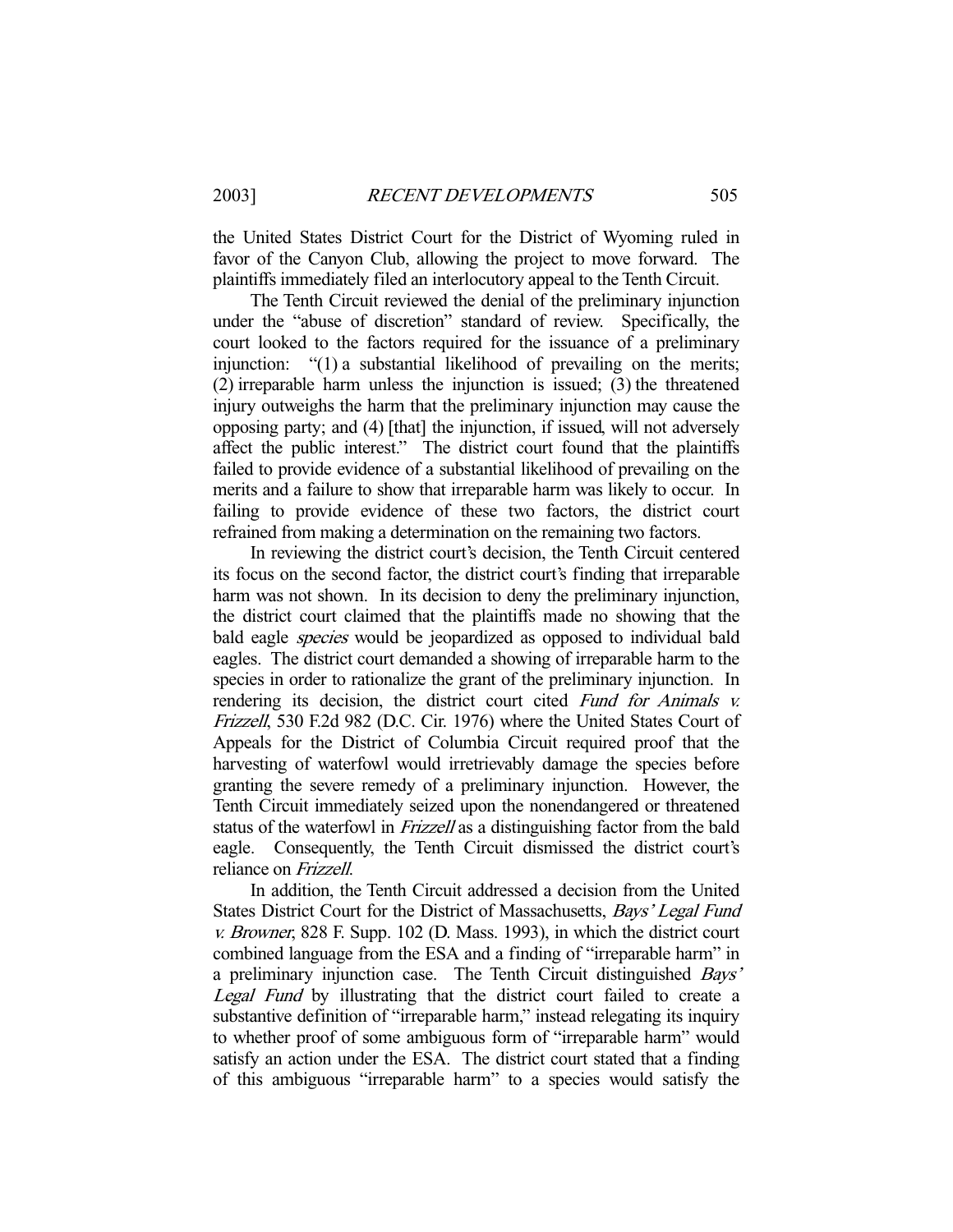the United States District Court for the District of Wyoming ruled in favor of the Canyon Club, allowing the project to move forward. The plaintiffs immediately filed an interlocutory appeal to the Tenth Circuit.

The Tenth Circuit reviewed the denial of the preliminary injunction under the "abuse of discretion" standard of review. Specifically, the court looked to the factors required for the issuance of a preliminary injunction: "(1) a substantial likelihood of prevailing on the merits; (2) irreparable harm unless the injunction is issued; (3) the threatened injury outweighs the harm that the preliminary injunction may cause the opposing party; and (4) [that] the injunction, if issued, will not adversely affect the public interest." The district court found that the plaintiffs failed to provide evidence of a substantial likelihood of prevailing on the merits and a failure to show that irreparable harm was likely to occur. In failing to provide evidence of these two factors, the district court refrained from making a determination on the remaining two factors.

In reviewing the district court's decision, the Tenth Circuit centered its focus on the second factor, the district court's finding that irreparable harm was not shown. In its decision to deny the preliminary injunction, the district court claimed that the plaintiffs made no showing that the bald eagle *species* would be jeopardized as opposed to individual bald eagles. The district court demanded a showing of irreparable harm to the species in order to rationalize the grant of the preliminary injunction. In rendering its decision, the district court cited *Fund for Animals v. Frizzell*, 530 F.2d 982 (D.C. Cir. 1976) where the United States Court of Appeals for the District of Columbia Circuit required proof that the harvesting of waterfowl would irretrievably damage the species before granting the severe remedy of a preliminary injunction. However, the Tenth Circuit immediately seized upon the nonendangered or threatened status of the waterfowl in *Frizzell* as a distinguishing factor from the bald eagle. Consequently, the Tenth Circuit dismissed the district court's reliance on *Frizzell*.

In addition, the Tenth Circuit addressed a decision from the United States District Court for the District of Massachusetts, *Bays' Legal Fund v. Browner*, 828 F. Supp. 102 (D. Mass. 1993), in which the district court combined language from the ESA and a finding of "irreparable harm" in a preliminary injunction case. The Tenth Circuit distinguished *Bays' Legal Fund* by illustrating that the district court failed to create a substantive definition of "irreparable harm," instead relegating its inquiry to whether proof of some ambiguous form of "irreparable harm" would satisfy an action under the ESA. The district court stated that a finding of this ambiguous "irreparable harm" to a species would satisfy the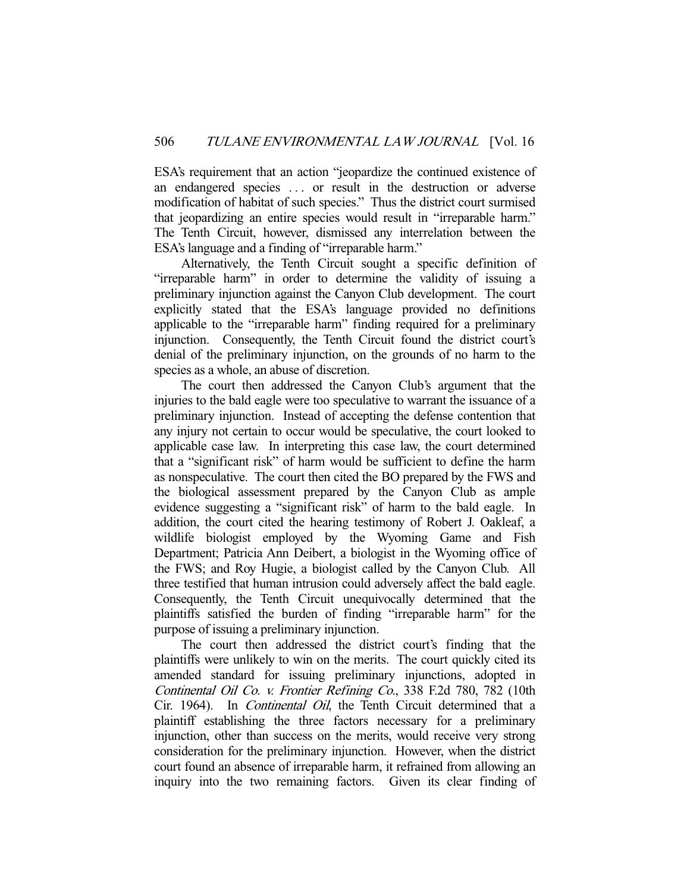ESA's requirement that an action "jeopardize the continued existence of an endangered species . . . or result in the destruction or adverse modification of habitat of such species." Thus the district court surmised that jeopardizing an entire species would result in "irreparable harm." The Tenth Circuit, however, dismissed any interrelation between the ESA's language and a finding of "irreparable harm."

Alternatively, the Tenth Circuit sought a specific definition of "irreparable harm" in order to determine the validity of issuing a preliminary injunction against the Canyon Club development. The court explicitly stated that the ESA's language provided no definitions applicable to the "irreparable harm" finding required for a preliminary injunction. Consequently, the Tenth Circuit found the district court's denial of the preliminary injunction, on the grounds of no harm to the species as a whole, an abuse of discretion.

The court then addressed the Canyon Club's argument that the injuries to the bald eagle were too speculative to warrant the issuance of a preliminary injunction. Instead of accepting the defense contention that any injury not certain to occur would be speculative, the court looked to applicable case law. In interpreting this case law, the court determined that a "significant risk" of harm would be sufficient to define the harm as nonspeculative. The court then cited the BO prepared by the FWS and the biological assessment prepared by the Canyon Club as ample evidence suggesting a "significant risk" of harm to the bald eagle. In addition, the court cited the hearing testimony of Robert J. Oakleaf, a wildlife biologist employed by the Wyoming Game and Fish Department; Patricia Ann Deibert, a biologist in the Wyoming office of the FWS; and Roy Hugie, a biologist called by the Canyon Club. All three testified that human intrusion could adversely affect the bald eagle. Consequently, the Tenth Circuit unequivocally determined that the plaintiffs satisfied the burden of finding "irreparable harm" for the purpose of issuing a preliminary injunction.

The court then addressed the district court's finding that the plaintiffs were unlikely to win on the merits. The court quickly cited its amended standard for issuing preliminary injunctions, adopted in *Continental Oil Co. v. Frontier Refining Co.*, 338 F.2d 780, 782 (10th Cir. 1964). In *Continental Oil*, the Tenth Circuit determined that a plaintiff establishing the three factors necessary for a preliminary injunction, other than success on the merits, would receive very strong consideration for the preliminary injunction. However, when the district court found an absence of irreparable harm, it refrained from allowing an inquiry into the two remaining factors. Given its clear finding of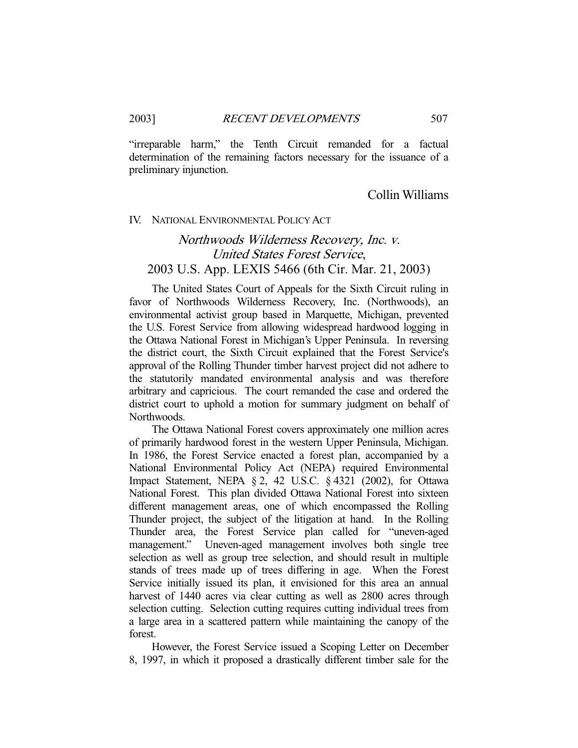"irreparable harm," the Tenth Circuit remanded for a factual determination of the remaining factors necessary for the issuance of a preliminary injunction.

Collin Williams

## IV. NATIONAL ENVIRONMENTAL POLICY ACT

### *Northwoods Wilderness Recovery, Inc. v. United States Forest Service*, 2003 U.S. App. LEXIS 5466 (6th Cir. Mar. 21, 2003)

The United States Court of Appeals for the Sixth Circuit ruling in favor of Northwoods Wilderness Recovery, Inc. (Northwoods), an environmental activist group based in Marquette, Michigan, prevented the U.S. Forest Service from allowing widespread hardwood logging in the Ottawa National Forest in Michigan's Upper Peninsula. In reversing the district court, the Sixth Circuit explained that the Forest Service's approval of the Rolling Thunder timber harvest project did not adhere to the statutorily mandated environmental analysis and was therefore arbitrary and capricious. The court remanded the case and ordered the district court to uphold a motion for summary judgment on behalf of Northwoods.

The Ottawa National Forest covers approximately one million acres of primarily hardwood forest in the western Upper Peninsula, Michigan. In 1986, the Forest Service enacted a forest plan, accompanied by a National Environmental Policy Act (NEPA) required Environmental Impact Statement, NEPA § 2, 42 U.S.C. § 4321 (2002), for Ottawa National Forest. This plan divided Ottawa National Forest into sixteen different management areas, one of which encompassed the Rolling Thunder project, the subject of the litigation at hand. In the Rolling Thunder area, the Forest Service plan called for "uneven-aged management." Uneven-aged management involves both single tree selection as well as group tree selection, and should result in multiple stands of trees made up of trees differing in age. When the Forest Service initially issued its plan, it envisioned for this area an annual harvest of 1440 acres via clear cutting as well as 2800 acres through selection cutting. Selection cutting requires cutting individual trees from a large area in a scattered pattern while maintaining the canopy of the forest.

However, the Forest Service issued a Scoping Letter on December 8, 1997, in which it proposed a drastically different timber sale for the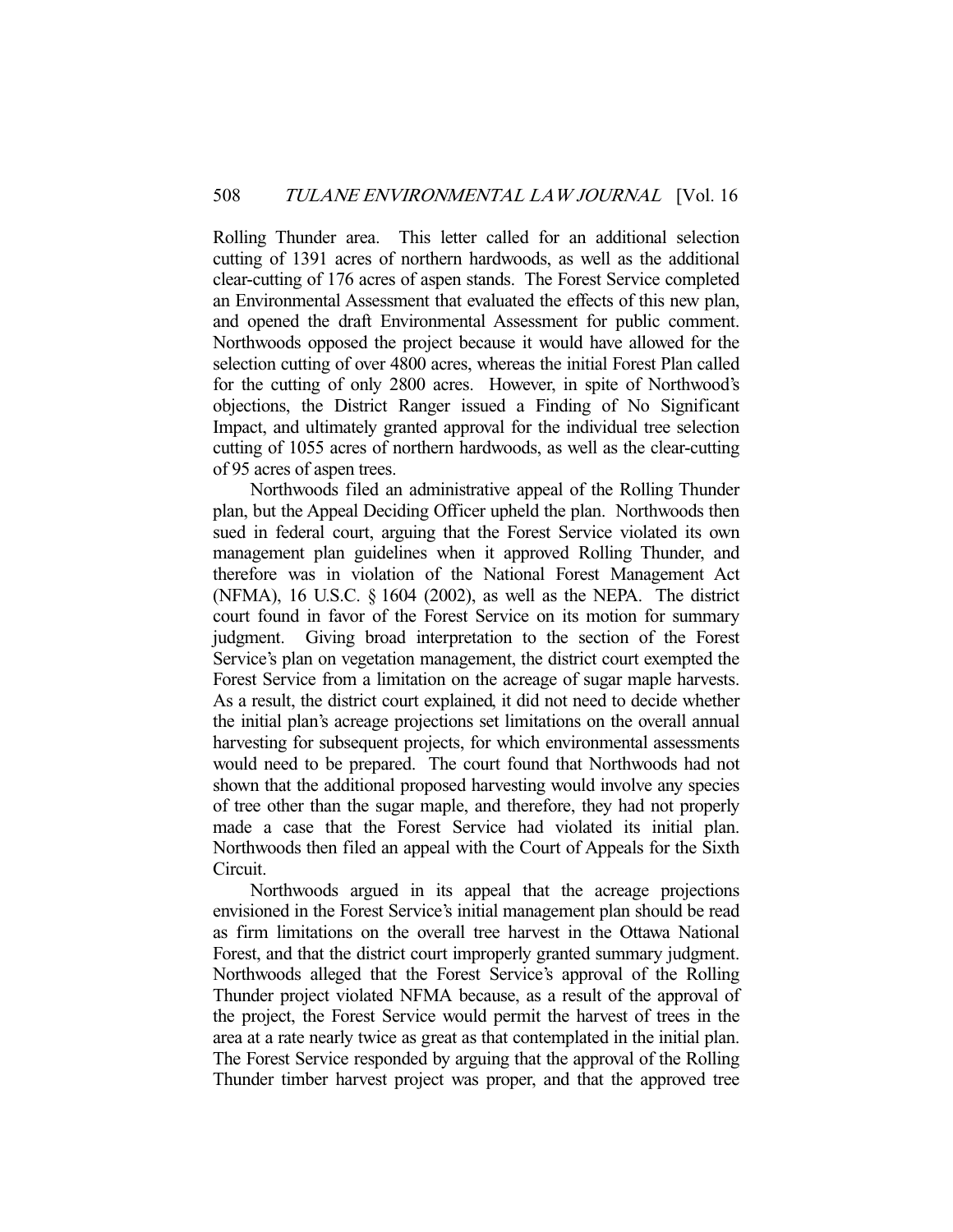Rolling Thunder area. This letter called for an additional selection cutting of 1391 acres of northern hardwoods, as well as the additional clear-cutting of 176 acres of aspen stands. The Forest Service completed an Environmental Assessment that evaluated the effects of this new plan, and opened the draft Environmental Assessment for public comment. Northwoods opposed the project because it would have allowed for the selection cutting of over 4800 acres, whereas the initial Forest Plan called for the cutting of only 2800 acres. However, in spite of Northwood's objections, the District Ranger issued a Finding of No Significant Impact, and ultimately granted approval for the individual tree selection cutting of 1055 acres of northern hardwoods, as well as the clear-cutting of 95 acres of aspen trees.

Northwoods filed an administrative appeal of the Rolling Thunder plan, but the Appeal Deciding Officer upheld the plan. Northwoods then sued in federal court, arguing that the Forest Service violated its own management plan guidelines when it approved Rolling Thunder, and therefore was in violation of the National Forest Management Act (NFMA), 16 U.S.C. § 1604 (2002), as well as the NEPA. The district court found in favor of the Forest Service on its motion for summary judgment. Giving broad interpretation to the section of the Forest Service's plan on vegetation management, the district court exempted the Forest Service from a limitation on the acreage of sugar maple harvests. As a result, the district court explained, it did not need to decide whether the initial plan's acreage projections set limitations on the overall annual harvesting for subsequent projects, for which environmental assessments would need to be prepared. The court found that Northwoods had not shown that the additional proposed harvesting would involve any species of tree other than the sugar maple, and therefore, they had not properly made a case that the Forest Service had violated its initial plan. Northwoods then filed an appeal with the Court of Appeals for the Sixth Circuit.

Northwoods argued in its appeal that the acreage projections envisioned in the Forest Service's initial management plan should be read as firm limitations on the overall tree harvest in the Ottawa National Forest, and that the district court improperly granted summary judgment. Northwoods alleged that the Forest Service's approval of the Rolling Thunder project violated NFMA because, as a result of the approval of the project, the Forest Service would permit the harvest of trees in the area at a rate nearly twice as great as that contemplated in the initial plan. The Forest Service responded by arguing that the approval of the Rolling Thunder timber harvest project was proper, and that the approved tree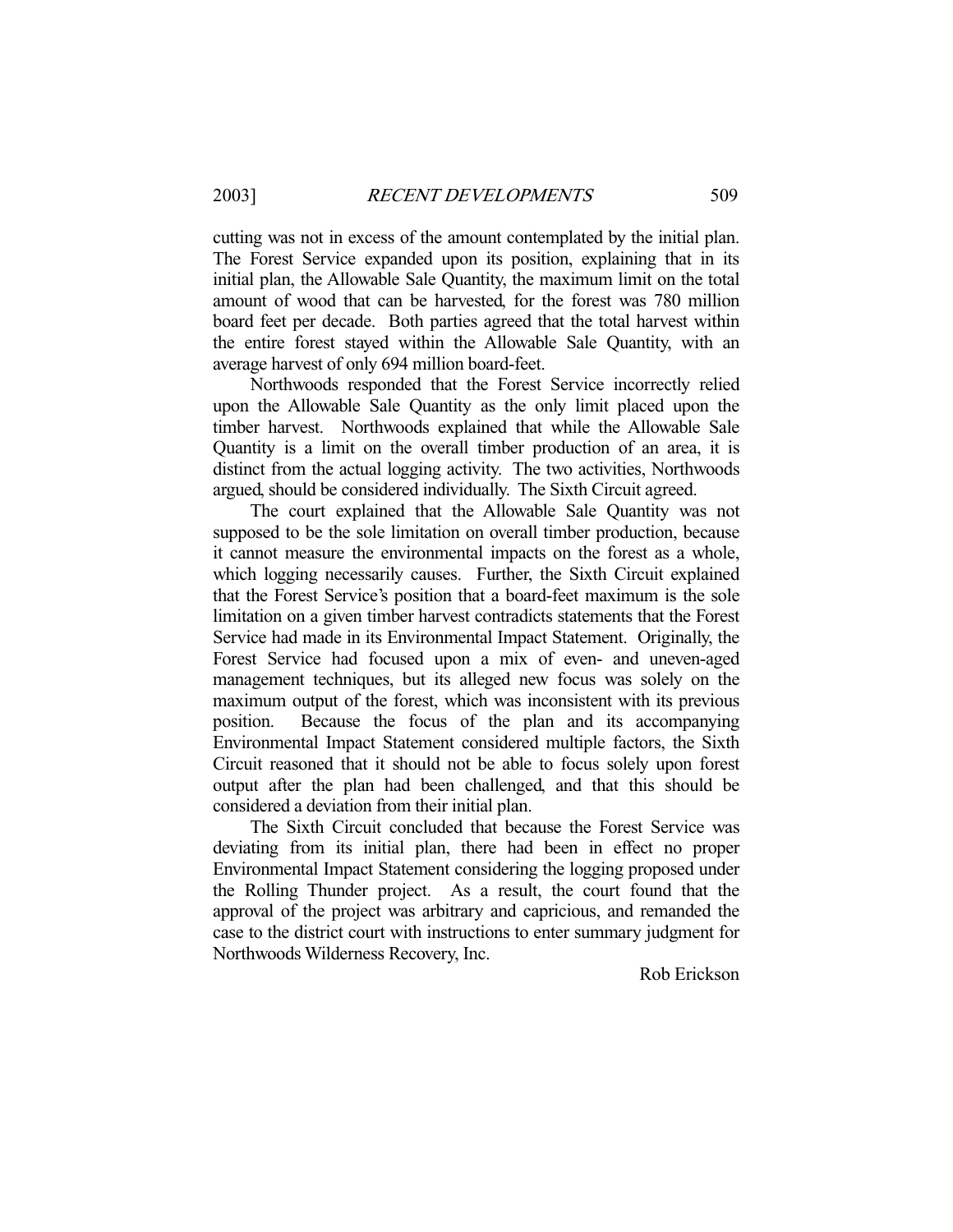cutting was not in excess of the amount contemplated by the initial plan. The Forest Service expanded upon its position, explaining that in its initial plan, the Allowable Sale Quantity, the maximum limit on the total amount of wood that can be harvested, for the forest was 780 million board feet per decade. Both parties agreed that the total harvest within the entire forest stayed within the Allowable Sale Quantity, with an average harvest of only 694 million board-feet.

Northwoods responded that the Forest Service incorrectly relied upon the Allowable Sale Quantity as the only limit placed upon the timber harvest. Northwoods explained that while the Allowable Sale Quantity is a limit on the overall timber production of an area, it is distinct from the actual logging activity. The two activities, Northwoods argued, should be considered individually. The Sixth Circuit agreed.

The court explained that the Allowable Sale Quantity was not supposed to be the sole limitation on overall timber production, because it cannot measure the environmental impacts on the forest as a whole, which logging necessarily causes. Further, the Sixth Circuit explained that the Forest Service's position that a board-feet maximum is the sole limitation on a given timber harvest contradicts statements that the Forest Service had made in its Environmental Impact Statement. Originally, the Forest Service had focused upon a mix of even- and uneven-aged management techniques, but its alleged new focus was solely on the maximum output of the forest, which was inconsistent with its previous position. Because the focus of the plan and its accompanying Environmental Impact Statement considered multiple factors, the Sixth Circuit reasoned that it should not be able to focus solely upon forest output after the plan had been challenged, and that this should be considered a deviation from their initial plan.

The Sixth Circuit concluded that because the Forest Service was deviating from its initial plan, there had been in effect no proper Environmental Impact Statement considering the logging proposed under the Rolling Thunder project. As a result, the court found that the approval of the project was arbitrary and capricious, and remanded the case to the district court with instructions to enter summary judgment for Northwoods Wilderness Recovery, Inc.

Rob Erickson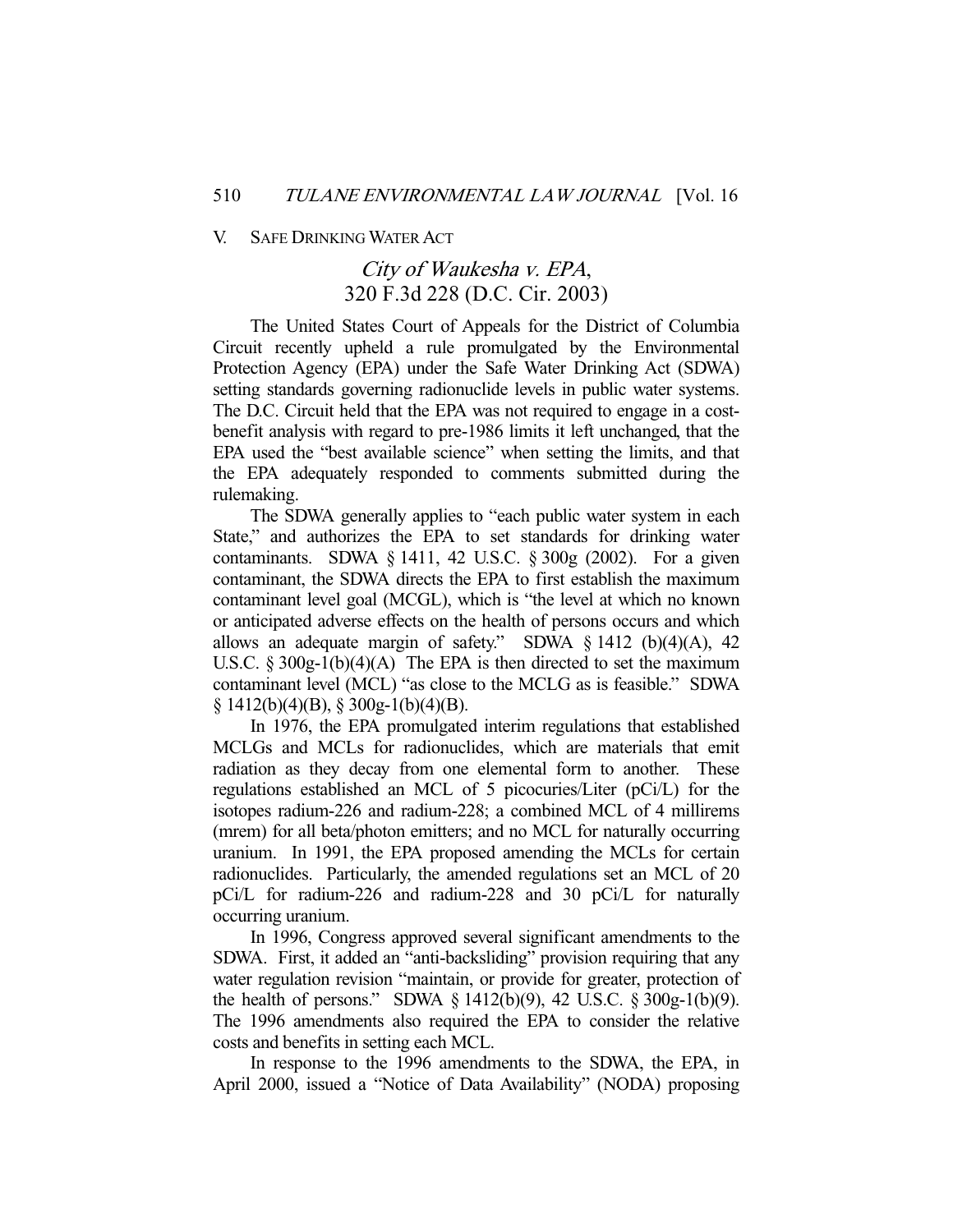## V. SAFE DRINKING WATER ACT

### *City of Waukesha v. EPA*, 320 F.3d 228 (D.C. Cir. 2003)

The United States Court of Appeals for the District of Columbia Circuit recently upheld a rule promulgated by the Environmental Protection Agency (EPA) under the Safe Water Drinking Act (SDWA) setting standards governing radionuclide levels in public water systems. The D.C. Circuit held that the EPA was not required to engage in a cost-benefit analysis with regard to pre-1986 limits it left unchanged, that the EPA used the "best available science" when setting the limits, and that the EPA adequately responded to comments submitted during the rulemaking.

The SDWA generally applies to "each public water system in each State," and authorizes the EPA to set standards for drinking water contaminants. SDWA § 1411, 42 U.S.C. § 300g (2002). For a given contaminant, the SDWA directs the EPA to first establish the maximum contaminant level goal (MCGL), which is "the level at which no known or anticipated adverse effects on the health of persons occurs and which allows an adequate margin of safety." SDWA § 1412 (b)(4)(A), 42 U.S.C. § 300g-1(b)(4)(A) The EPA is then directed to set the maximum contaminant level (MCL) "as close to the MCLG as is feasible." SDWA § 1412(b)(4)(B), § 300g-1(b)(4)(B).

In 1976, the EPA promulgated interim regulations that established MCLGs and MCLs for radionuclides, which are materials that emit radiation as they decay from one elemental form to another. These regulations established an MCL of 5 picocuries/Liter (pCi/L) for the isotopes radium-226 and radium-228; a combined MCL of 4 millirems (mrem) for all beta/photon emitters; and no MCL for naturally occurring uranium. In 1991, the EPA proposed amending the MCLs for certain radionuclides. Particularly, the amended regulations set an MCL of 20 pCi/L for radium-226 and radium-228 and 30 pCi/L for naturally occurring uranium.

In 1996, Congress approved several significant amendments to the SDWA. First, it added an "anti-backsliding" provision requiring that any water regulation revision "maintain, or provide for greater, protection of the health of persons." SDWA § 1412(b)(9), 42 U.S.C. § 300g-1(b)(9). The 1996 amendments also required the EPA to consider the relative costs and benefits in setting each MCL.

In response to the 1996 amendments to the SDWA, the EPA, in April 2000, issued a "Notice of Data Availability" (NODA) proposing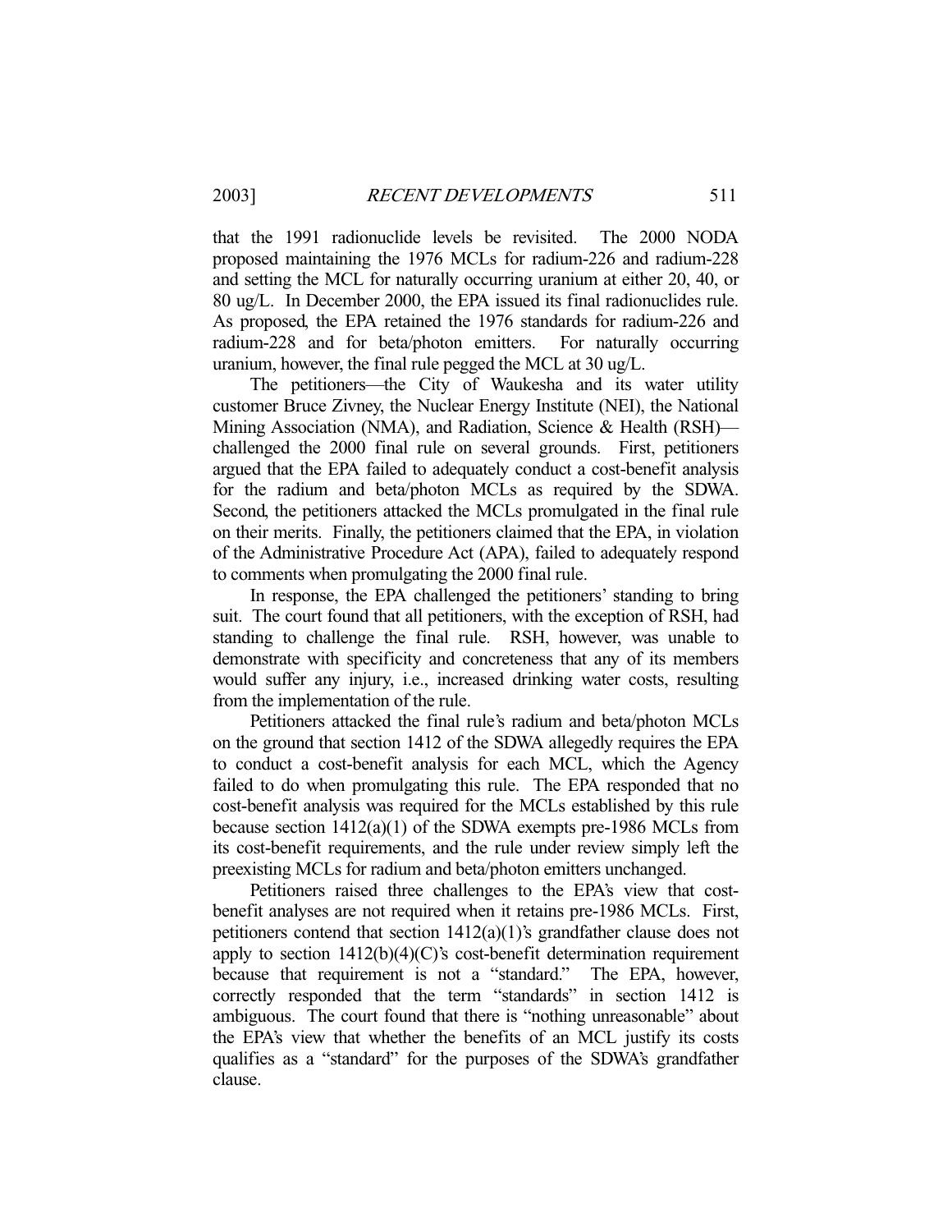that the 1991 radionuclide levels be revisited. The 2000 NODA proposed maintaining the 1976 MCLs for radium-226 and radium-228 and setting the MCL for naturally occurring uranium at either 20, 40, or 80 ug/L. In December 2000, the EPA issued its final radionuclides rule. As proposed, the EPA retained the 1976 standards for radium-226 and radium-228 and for beta/photon emitters. For naturally occurring uranium, however, the final rule pegged the MCL at 30 ug/L.

The petitioners—the City of Waukesha and its water utility customer Bruce Zivney, the Nuclear Energy Institute (NEI), the National Mining Association (NMA), and Radiation, Science & Health (RSH)—challenged the 2000 final rule on several grounds. First, petitioners argued that the EPA failed to adequately conduct a cost-benefit analysis for the radium and beta/photon MCLs as required by the SDWA. Second, the petitioners attacked the MCLs promulgated in the final rule on their merits. Finally, the petitioners claimed that the EPA, in violation of the Administrative Procedure Act (APA), failed to adequately respond to comments when promulgating the 2000 final rule.

In response, the EPA challenged the petitioners' standing to bring suit. The court found that all petitioners, with the exception of RSH, had standing to challenge the final rule. RSH, however, was unable to demonstrate with specificity and concreteness that any of its members would suffer any injury, i.e., increased drinking water costs, resulting from the implementation of the rule.

Petitioners attacked the final rule's radium and beta/photon MCLs on the ground that section 1412 of the SDWA allegedly requires the EPA to conduct a cost-benefit analysis for each MCL, which the Agency failed to do when promulgating this rule. The EPA responded that no cost-benefit analysis was required for the MCLs established by this rule because section 1412(a)(1) of the SDWA exempts pre-1986 MCLs from its cost-benefit requirements, and the rule under review simply left the preexisting MCLs for radium and beta/photon emitters unchanged.

Petitioners raised three challenges to the EPA's view that cost-benefit analyses are not required when it retains pre-1986 MCLs. First, petitioners contend that section 1412(a)(1)'s grandfather clause does not apply to section 1412(b)(4)(C)'s cost-benefit determination requirement because that requirement is not a "standard." The EPA, however, correctly responded that the term "standards" in section 1412 is ambiguous. The court found that there is "nothing unreasonable" about the EPA's view that whether the benefits of an MCL justify its costs qualifies as a "standard" for the purposes of the SDWA's grandfather clause.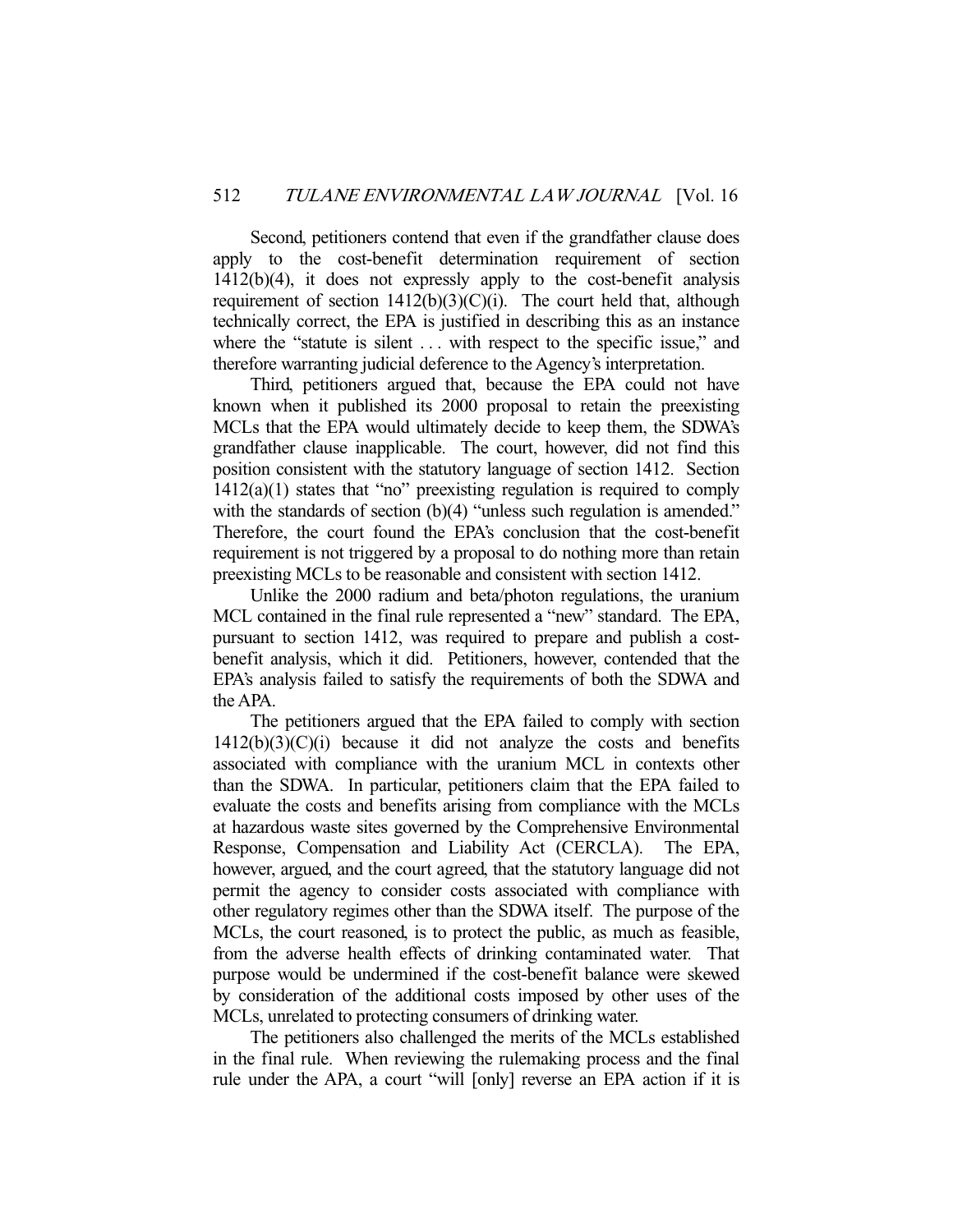Second, petitioners contend that even if the grandfather clause does apply to the cost-benefit determination requirement of section 1412(b)(4), it does not expressly apply to the cost-benefit analysis requirement of section 1412(b)(3)(C)(i). The court held that, although technically correct, the EPA is justified in describing this as an instance where the "statute is silent . . . with respect to the specific issue," and therefore warranting judicial deference to the Agency's interpretation.

Third, petitioners argued that, because the EPA could not have known when it published its 2000 proposal to retain the preexisting MCLs that the EPA would ultimately decide to keep them, the SDWA's grandfather clause inapplicable. The court, however, did not find this position consistent with the statutory language of section 1412. Section 1412(a)(1) states that "no" preexisting regulation is required to comply with the standards of section (b)(4) "unless such regulation is amended." Therefore, the court found the EPA's conclusion that the cost-benefit requirement is not triggered by a proposal to do nothing more than retain preexisting MCLs to be reasonable and consistent with section 1412.

Unlike the 2000 radium and beta/photon regulations, the uranium MCL contained in the final rule represented a "new" standard. The EPA, pursuant to section 1412, was required to prepare and publish a cost-benefit analysis, which it did. Petitioners, however, contended that the EPA's analysis failed to satisfy the requirements of both the SDWA and the APA.

The petitioners argued that the EPA failed to comply with section 1412(b)(3)(C)(i) because it did not analyze the costs and benefits associated with compliance with the uranium MCL in contexts other than the SDWA. In particular, petitioners claim that the EPA failed to evaluate the costs and benefits arising from compliance with the MCLs at hazardous waste sites governed by the Comprehensive Environmental Response, Compensation and Liability Act (CERCLA). The EPA, however, argued, and the court agreed, that the statutory language did not permit the agency to consider costs associated with compliance with other regulatory regimes other than the SDWA itself. The purpose of the MCLs, the court reasoned, is to protect the public, as much as feasible, from the adverse health effects of drinking contaminated water. That purpose would be undermined if the cost-benefit balance were skewed by consideration of the additional costs imposed by other uses of the MCLs, unrelated to protecting consumers of drinking water.

The petitioners also challenged the merits of the MCLs established in the final rule. When reviewing the rulemaking process and the final rule under the APA, a court "will [only] reverse an EPA action if it is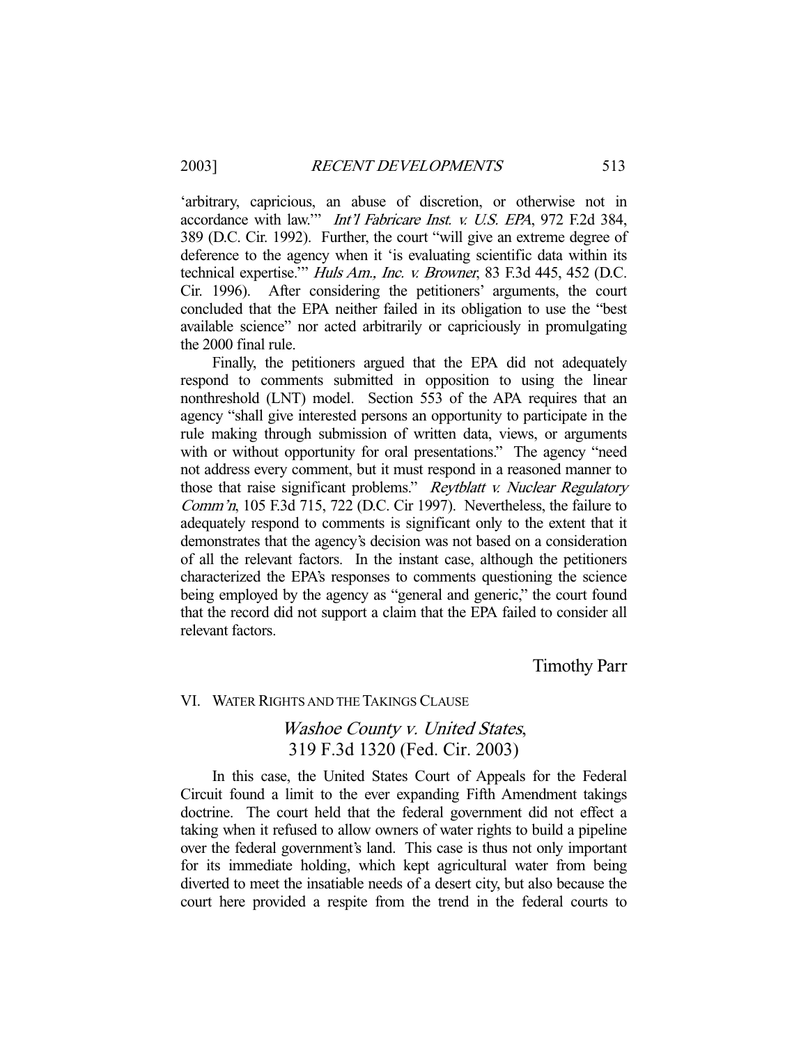'arbitrary, capricious, an abuse of discretion, or otherwise not in accordance with law.'" *Int'l Fabricare Inst. v. U.S. EPA*, 972 F.2d 384, 389 (D.C. Cir. 1992). Further, the court "will give an extreme degree of deference to the agency when it 'is evaluating scientific data within its technical expertise.'" *Huls Am., Inc. v. Browner*, 83 F.3d 445, 452 (D.C. Cir. 1996). After considering the petitioners' arguments, the court concluded that the EPA neither failed in its obligation to use the "best available science" nor acted arbitrarily or capriciously in promulgating the 2000 final rule.

Finally, the petitioners argued that the EPA did not adequately respond to comments submitted in opposition to using the linear nonthreshold (LNT) model. Section 553 of the APA requires that an agency "shall give interested persons an opportunity to participate in the rule making through submission of written data, views, or arguments with or without opportunity for oral presentations." The agency "need not address every comment, but it must respond in a reasoned manner to those that raise significant problems." *Reytblatt v. Nuclear Regulatory Comm'n*, 105 F.3d 715, 722 (D.C. Cir 1997). Nevertheless, the failure to adequately respond to comments is significant only to the extent that it demonstrates that the agency's decision was not based on a consideration of all the relevant factors. In the instant case, although the petitioners characterized the EPA's responses to comments questioning the science being employed by the agency as "general and generic," the court found that the record did not support a claim that the EPA failed to consider all relevant factors.

Timothy Parr

## VI. WATER RIGHTS AND THE TAKINGS CLAUSE

### *Washoe County v. United States*, 319 F.3d 1320 (Fed. Cir. 2003)

In this case, the United States Court of Appeals for the Federal Circuit found a limit to the ever expanding Fifth Amendment takings doctrine. The court held that the federal government did not effect a taking when it refused to allow owners of water rights to build a pipeline over the federal government's land. This case is thus not only important for its immediate holding, which kept agricultural water from being diverted to meet the insatiable needs of a desert city, but also because the court here provided a respite from the trend in the federal courts to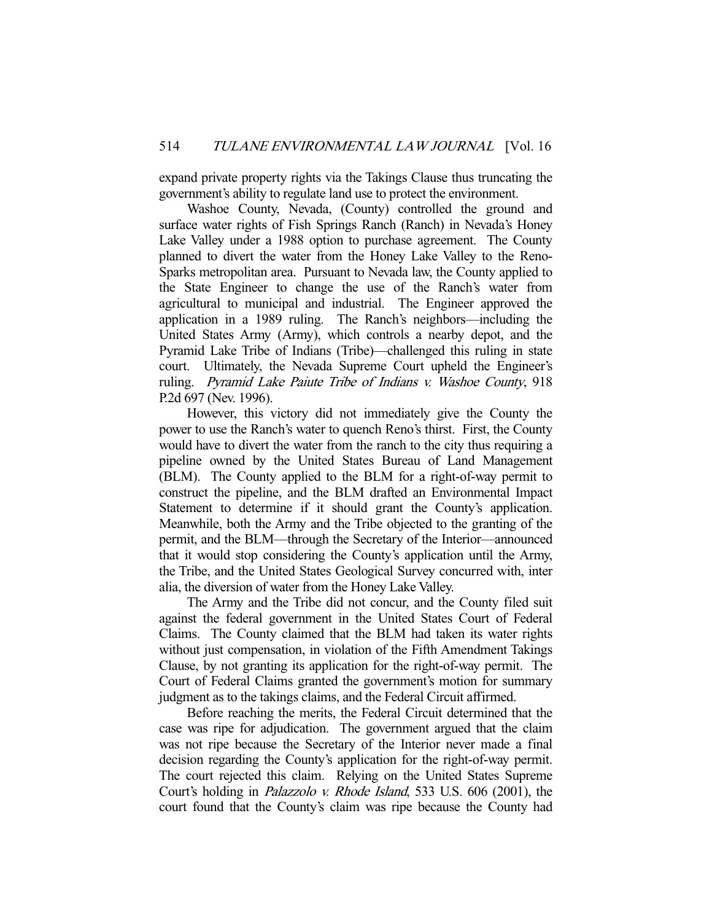expand private property rights via the Takings Clause thus truncating the government's ability to regulate land use to protect the environment.

Washoe County, Nevada, (County) controlled the ground and surface water rights of Fish Springs Ranch (Ranch) in Nevada's Honey Lake Valley under a 1988 option to purchase agreement. The County planned to divert the water from the Honey Lake Valley to the Reno-Sparks metropolitan area. Pursuant to Nevada law, the County applied to the State Engineer to change the use of the Ranch's water from agricultural to municipal and industrial. The Engineer approved the application in a 1989 ruling. The Ranch's neighbors—including the United States Army (Army), which controls a nearby depot, and the Pyramid Lake Tribe of Indians (Tribe)—challenged this ruling in state court. Ultimately, the Nevada Supreme Court upheld the Engineer's ruling. *Pyramid Lake Paiute Tribe of Indians v. Washoe County*, 918 P.2d 697 (Nev. 1996).

However, this victory did not immediately give the County the power to use the Ranch's water to quench Reno's thirst. First, the County would have to divert the water from the ranch to the city thus requiring a pipeline owned by the United States Bureau of Land Management (BLM). The County applied to the BLM for a right-of-way permit to construct the pipeline, and the BLM drafted an Environmental Impact Statement to determine if it should grant the County's application. Meanwhile, both the Army and the Tribe objected to the granting of the permit, and the BLM—through the Secretary of the Interior—announced that it would stop considering the County's application until the Army, the Tribe, and the United States Geological Survey concurred with, inter alia, the diversion of water from the Honey Lake Valley.

The Army and the Tribe did not concur, and the County filed suit against the federal government in the United States Court of Federal Claims. The County claimed that the BLM had taken its water rights without just compensation, in violation of the Fifth Amendment Takings Clause, by not granting its application for the right-of-way permit. The Court of Federal Claims granted the government's motion for summary judgment as to the takings claims, and the Federal Circuit affirmed.

Before reaching the merits, the Federal Circuit determined that the case was ripe for adjudication. The government argued that the claim was not ripe because the Secretary of the Interior never made a final decision regarding the County's application for the right-of-way permit. The court rejected this claim. Relying on the United States Supreme Court's holding in *Palazzolo v. Rhode Island*, 533 U.S. 606 (2001), the court found that the County's claim was ripe because the County had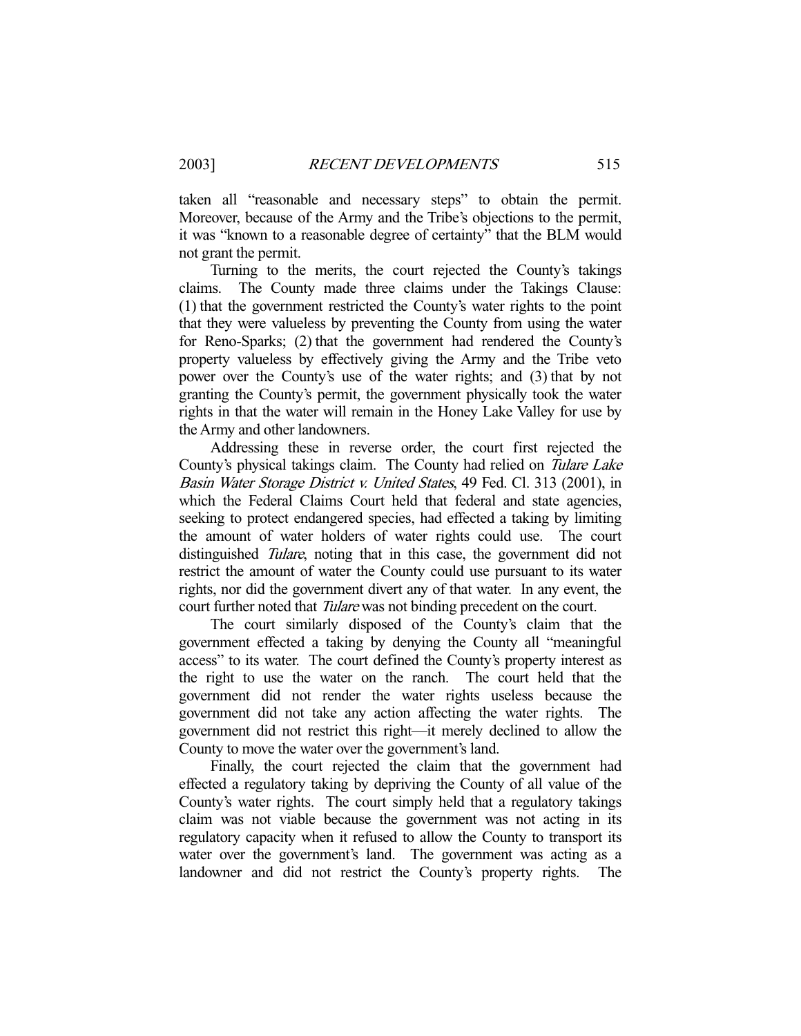taken all "reasonable and necessary steps" to obtain the permit. Moreover, because of the Army and the Tribe's objections to the permit, it was "known to a reasonable degree of certainty" that the BLM would not grant the permit.

Turning to the merits, the court rejected the County's takings claims. The County made three claims under the Takings Clause: (1) that the government restricted the County's water rights to the point that they were valueless by preventing the County from using the water for Reno-Sparks; (2) that the government had rendered the County's property valueless by effectively giving the Army and the Tribe veto power over the County's use of the water rights; and (3) that by not granting the County's permit, the government physically took the water rights in that the water will remain in the Honey Lake Valley for use by the Army and other landowners.

Addressing these in reverse order, the court first rejected the County's physical takings claim. The County had relied on *Tulare Lake Basin Water Storage District v. United States*, 49 Fed. Cl. 313 (2001), in which the Federal Claims Court held that federal and state agencies, seeking to protect endangered species, had effected a taking by limiting the amount of water holders of water rights could use. The court distinguished *Tulare*, noting that in this case, the government did not restrict the amount of water the County could use pursuant to its water rights, nor did the government divert any of that water. In any event, the court further noted that *Tulare* was not binding precedent on the court.

The court similarly disposed of the County's claim that the government effected a taking by denying the County all "meaningful access" to its water. The court defined the County's property interest as the right to use the water on the ranch. The court held that the government did not render the water rights useless because the government did not take any action affecting the water rights. The government did not restrict this right—it merely declined to allow the County to move the water over the government's land.

Finally, the court rejected the claim that the government had effected a regulatory taking by depriving the County of all value of the County's water rights. The court simply held that a regulatory takings claim was not viable because the government was not acting in its regulatory capacity when it refused to allow the County to transport its water over the government's land. The government was acting as a landowner and did not restrict the County's property rights. The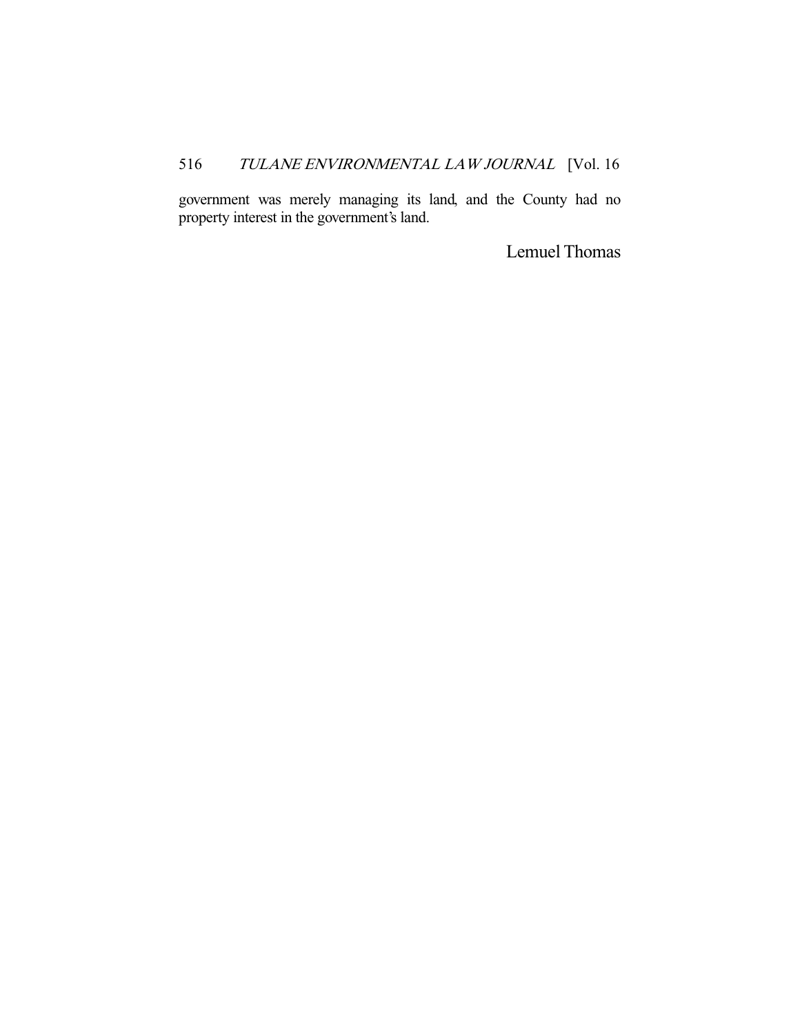government was merely managing its land, and the County had no property interest in the government's land.

Lemuel Thomas